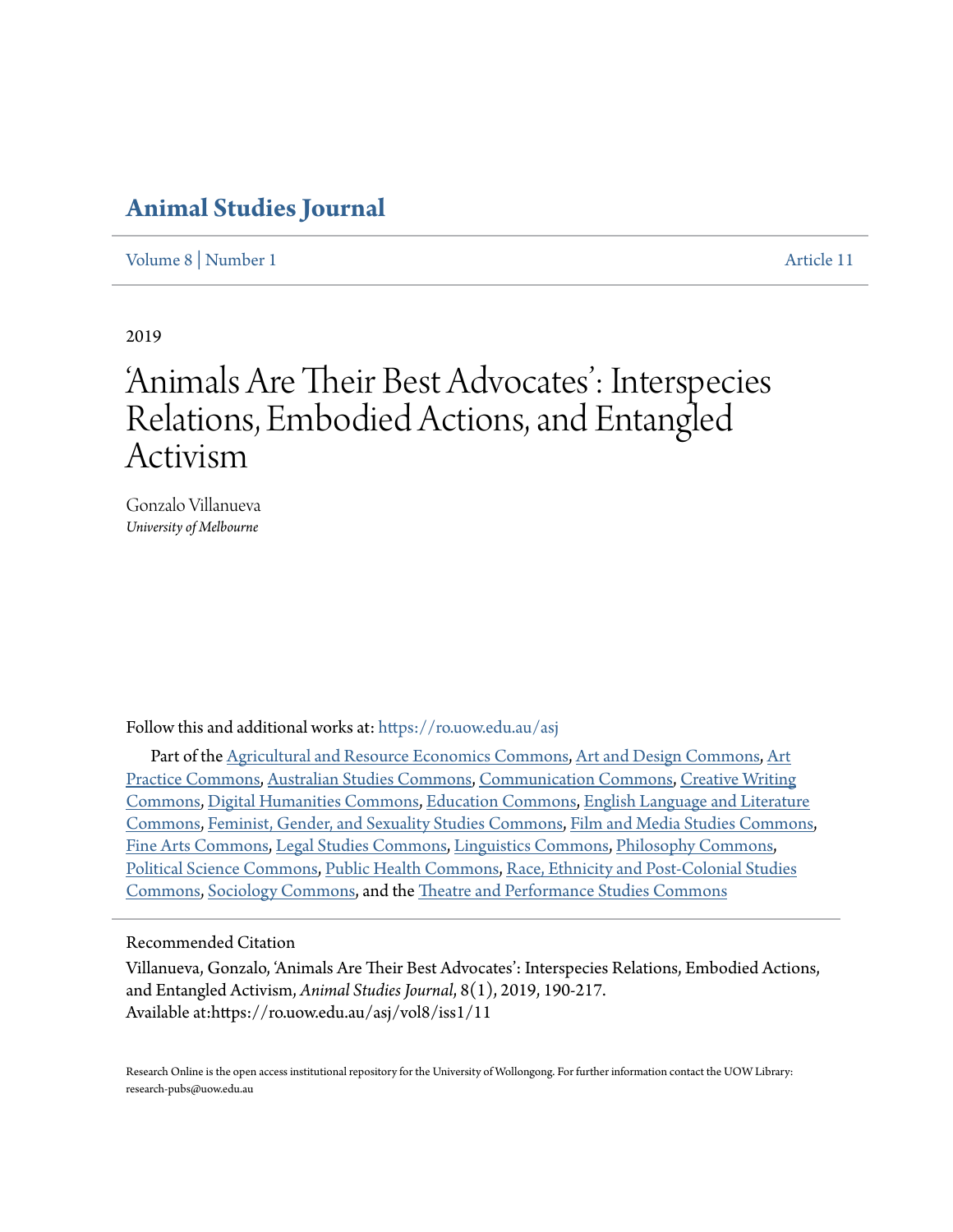# Animal Studies Journal

Volume 8 | Number 1 Article 11

2019

# 'Animals Are Their Best Advocates': Interspecies Relations, Embodied Actions, and Entangled Activism

Gonzalo Villanueva
*University of Melbourne*

Follow this and additional works at: https://ro.uow.edu.au/asj

Part of the Agricultural and Resource Economics Commons, Art and Design Commons, Art Practice Commons, Australian Studies Commons, Communication Commons, Creative Writing Commons, Digital Humanities Commons, Education Commons, English Language and Literature Commons, Feminist, Gender, and Sexuality Studies Commons, Film and Media Studies Commons, Fine Arts Commons, Legal Studies Commons, Linguistics Commons, Philosophy Commons, Political Science Commons, Public Health Commons, Race, Ethnicity and Post-Colonial Studies Commons, Sociology Commons, and the Theatre and Performance Studies Commons

## Recommended Citation

Villanueva, Gonzalo, 'Animals Are Their Best Advocates': Interspecies Relations, Embodied Actions, and Entangled Activism, *Animal Studies Journal*, 8(1), 2019, 190-217.
Available at:https://ro.uow.edu.au/asj/vol8/iss1/11

Research Online is the open access institutional repository for the University of Wollongong. For further information contact the UOW Library: research-pubs@uow.edu.au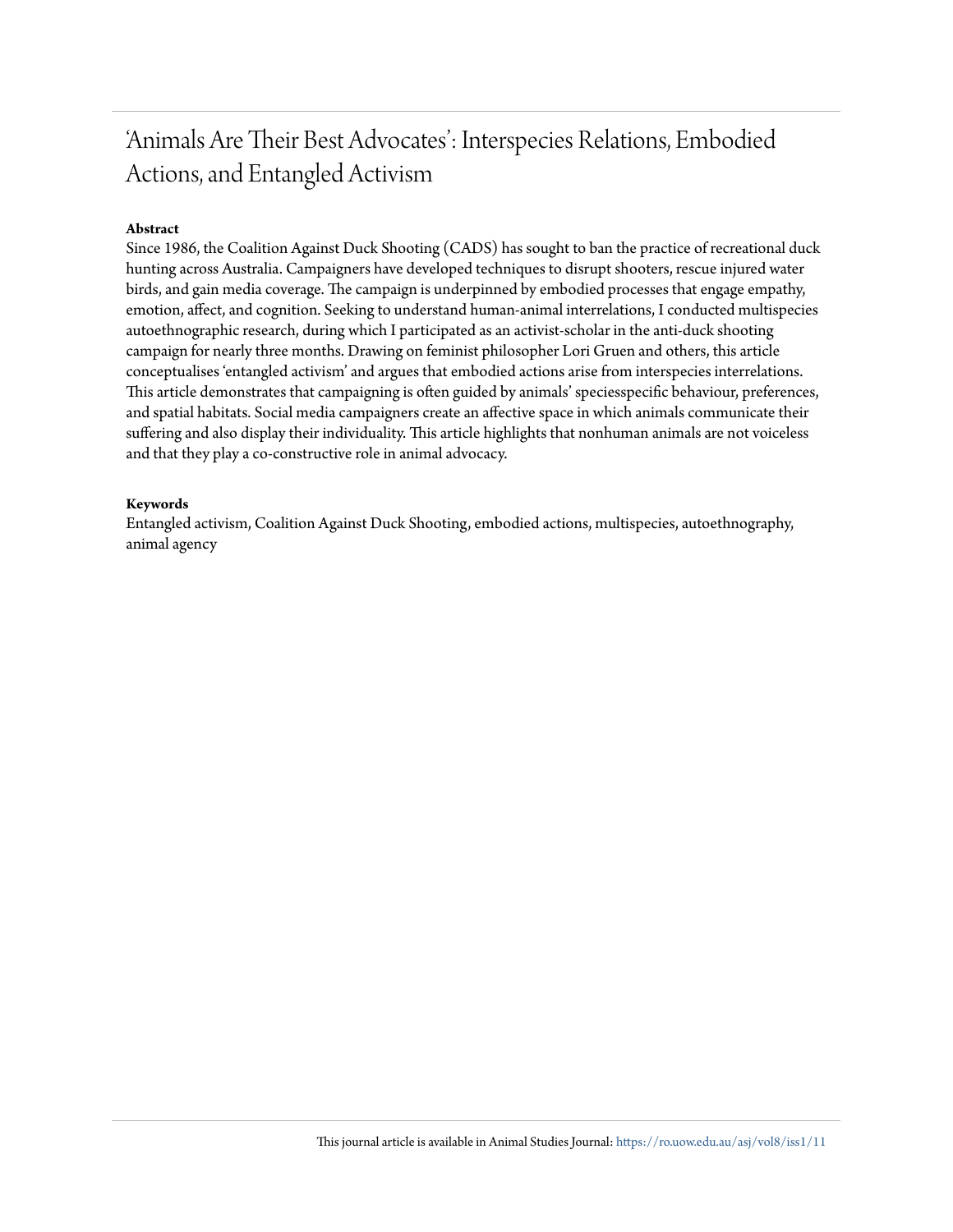# 'Animals Are Their Best Advocates': Interspecies Relations, Embodied Actions, and Entangled Activism

**Abstract**

Since 1986, the Coalition Against Duck Shooting (CADS) has sought to ban the practice of recreational duck hunting across Australia. Campaigners have developed techniques to disrupt shooters, rescue injured water birds, and gain media coverage. The campaign is underpinned by embodied processes that engage empathy, emotion, affect, and cognition. Seeking to understand human-animal interrelations, I conducted multispecies autoethnographic research, during which I participated as an activist-scholar in the anti-duck shooting campaign for nearly three months. Drawing on feminist philosopher Lori Gruen and others, this article conceptualises 'entangled activism' and argues that embodied actions arise from interspecies interrelations. This article demonstrates that campaigning is often guided by animals' speciesspecific behaviour, preferences, and spatial habitats. Social media campaigners create an affective space in which animals communicate their suffering and also display their individuality. This article highlights that nonhuman animals are not voiceless and that they play a co-constructive role in animal advocacy.

**Keywords**

Entangled activism, Coalition Against Duck Shooting, embodied actions, multispecies, autoethnography, animal agency

This journal article is available in Animal Studies Journal: https://ro.uow.edu.au/asj/vol8/iss1/11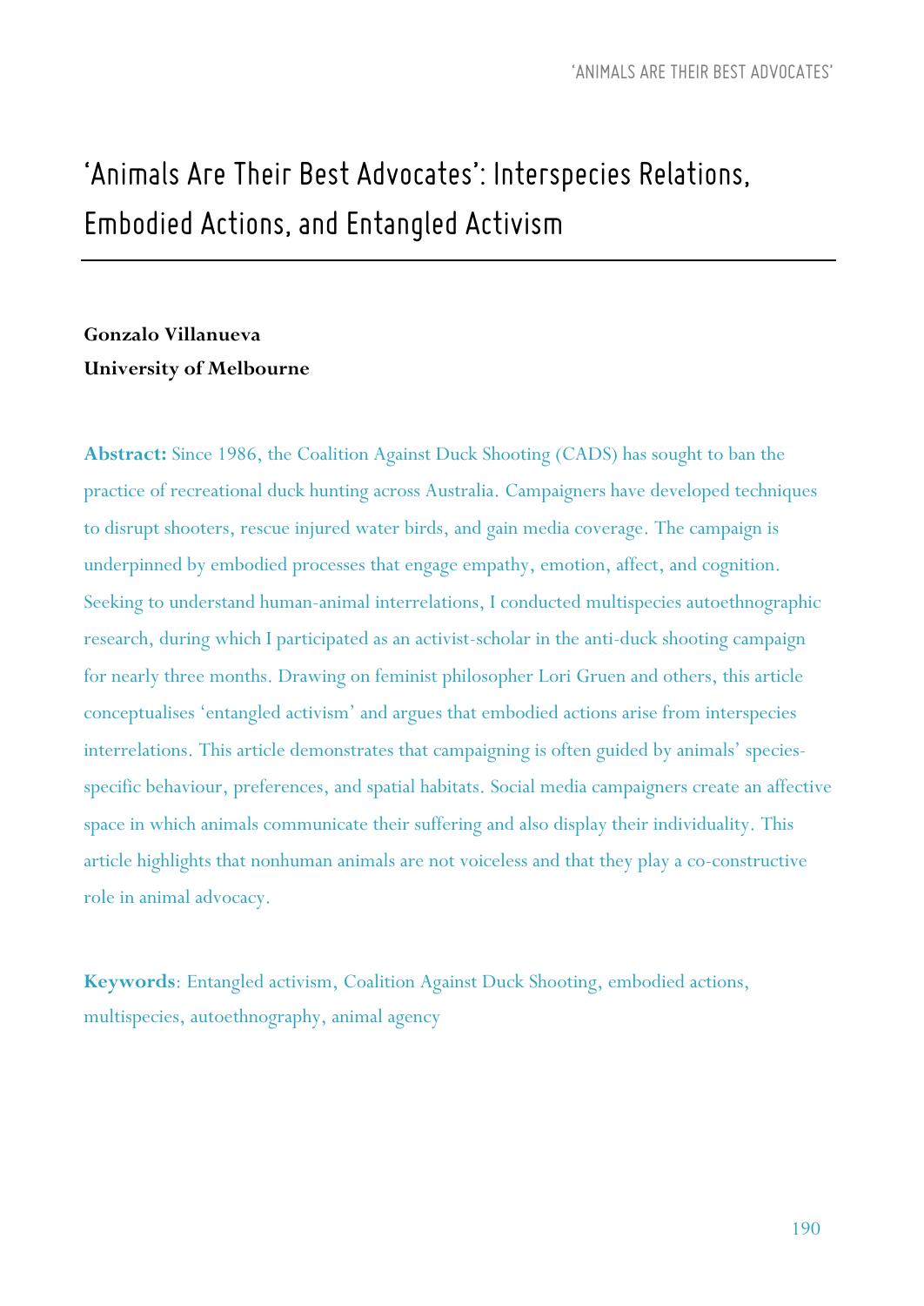# 'Animals Are Their Best Advocates': Interspecies Relations, Embodied Actions, and Entangled Activism

**Gonzalo Villanueva**
**University of Melbourne**

**Abstract:** Since 1986, the Coalition Against Duck Shooting (CADS) has sought to ban the practice of recreational duck hunting across Australia. Campaigners have developed techniques to disrupt shooters, rescue injured water birds, and gain media coverage. The campaign is underpinned by embodied processes that engage empathy, emotion, affect, and cognition. Seeking to understand human-animal interrelations, I conducted multispecies autoethnographic research, during which I participated as an activist-scholar in the anti-duck shooting campaign for nearly three months. Drawing on feminist philosopher Lori Gruen and others, this article conceptualises 'entangled activism' and argues that embodied actions arise from interspecies interrelations. This article demonstrates that campaigning is often guided by animals' species-specific behaviour, preferences, and spatial habitats. Social media campaigners create an affective space in which animals communicate their suffering and also display their individuality. This article highlights that nonhuman animals are not voiceless and that they play a co-constructive role in animal advocacy.

**Keywords**: Entangled activism, Coalition Against Duck Shooting, embodied actions, multispecies, autoethnography, animal agency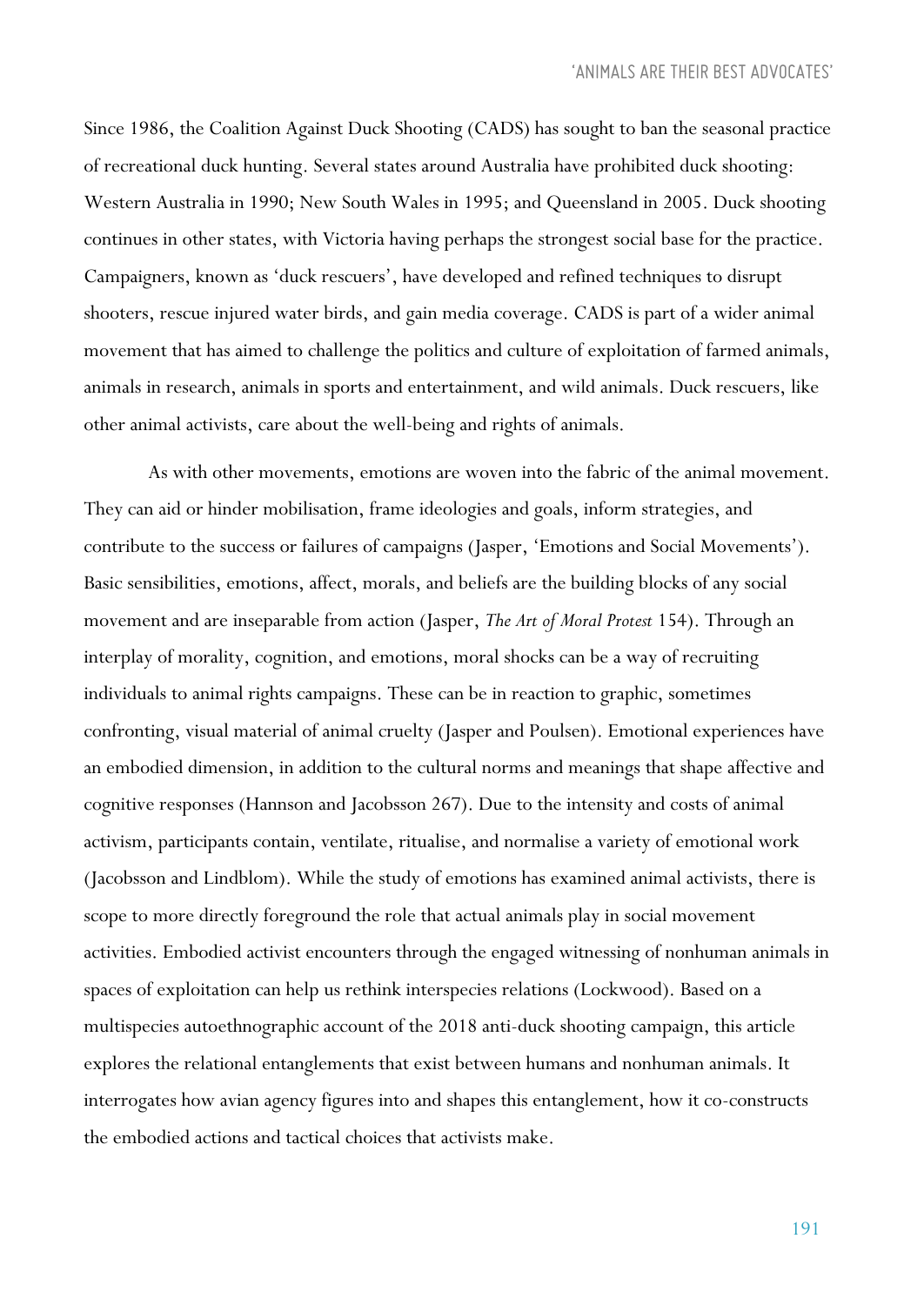Since 1986, the Coalition Against Duck Shooting (CADS) has sought to ban the seasonal practice of recreational duck hunting. Several states around Australia have prohibited duck shooting: Western Australia in 1990; New South Wales in 1995; and Queensland in 2005. Duck shooting continues in other states, with Victoria having perhaps the strongest social base for the practice. Campaigners, known as 'duck rescuers', have developed and refined techniques to disrupt shooters, rescue injured water birds, and gain media coverage. CADS is part of a wider animal movement that has aimed to challenge the politics and culture of exploitation of farmed animals, animals in research, animals in sports and entertainment, and wild animals. Duck rescuers, like other animal activists, care about the well-being and rights of animals.

As with other movements, emotions are woven into the fabric of the animal movement. They can aid or hinder mobilisation, frame ideologies and goals, inform strategies, and contribute to the success or failures of campaigns (Jasper, 'Emotions and Social Movements'). Basic sensibilities, emotions, affect, morals, and beliefs are the building blocks of any social movement and are inseparable from action (Jasper, *The Art of Moral Protest* 154). Through an interplay of morality, cognition, and emotions, moral shocks can be a way of recruiting individuals to animal rights campaigns. These can be in reaction to graphic, sometimes confronting, visual material of animal cruelty (Jasper and Poulsen). Emotional experiences have an embodied dimension, in addition to the cultural norms and meanings that shape affective and cognitive responses (Hannson and Jacobsson 267). Due to the intensity and costs of animal activism, participants contain, ventilate, ritualise, and normalise a variety of emotional work (Jacobsson and Lindblom). While the study of emotions has examined animal activists, there is scope to more directly foreground the role that actual animals play in social movement activities. Embodied activist encounters through the engaged witnessing of nonhuman animals in spaces of exploitation can help us rethink interspecies relations (Lockwood). Based on a multispecies autoethnographic account of the 2018 anti-duck shooting campaign, this article explores the relational entanglements that exist between humans and nonhuman animals. It interrogates how avian agency figures into and shapes this entanglement, how it co-constructs the embodied actions and tactical choices that activists make.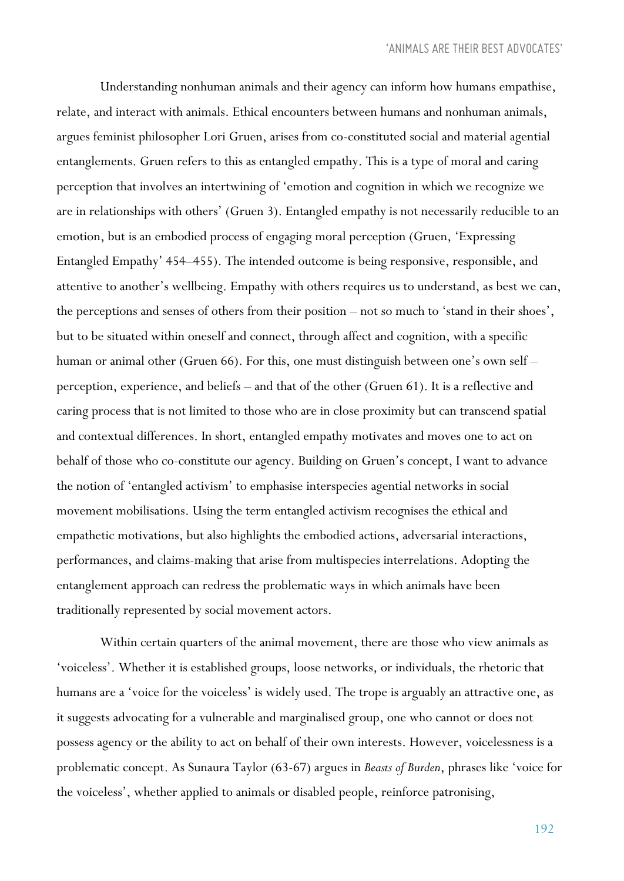Understanding nonhuman animals and their agency can inform how humans empathise, relate, and interact with animals. Ethical encounters between humans and nonhuman animals, argues feminist philosopher Lori Gruen, arises from co-constituted social and material agential entanglements. Gruen refers to this as entangled empathy. This is a type of moral and caring perception that involves an intertwining of 'emotion and cognition in which we recognize we are in relationships with others' (Gruen 3). Entangled empathy is not necessarily reducible to an emotion, but is an embodied process of engaging moral perception (Gruen, 'Expressing Entangled Empathy' 454–455). The intended outcome is being responsive, responsible, and attentive to another's wellbeing. Empathy with others requires us to understand, as best we can, the perceptions and senses of others from their position – not so much to 'stand in their shoes', but to be situated within oneself and connect, through affect and cognition, with a specific human or animal other (Gruen 66). For this, one must distinguish between one's own self – perception, experience, and beliefs – and that of the other (Gruen 61). It is a reflective and caring process that is not limited to those who are in close proximity but can transcend spatial and contextual differences. In short, entangled empathy motivates and moves one to act on behalf of those who co-constitute our agency. Building on Gruen's concept, I want to advance the notion of 'entangled activism' to emphasise interspecies agential networks in social movement mobilisations. Using the term entangled activism recognises the ethical and empathetic motivations, but also highlights the embodied actions, adversarial interactions, performances, and claims-making that arise from multispecies interrelations. Adopting the entanglement approach can redress the problematic ways in which animals have been traditionally represented by social movement actors.

Within certain quarters of the animal movement, there are those who view animals as 'voiceless'. Whether it is established groups, loose networks, or individuals, the rhetoric that humans are a 'voice for the voiceless' is widely used. The trope is arguably an attractive one, as it suggests advocating for a vulnerable and marginalised group, one who cannot or does not possess agency or the ability to act on behalf of their own interests. However, voicelessness is a problematic concept. As Sunaura Taylor (63-67) argues in *Beasts of Burden*, phrases like 'voice for the voiceless', whether applied to animals or disabled people, reinforce patronising,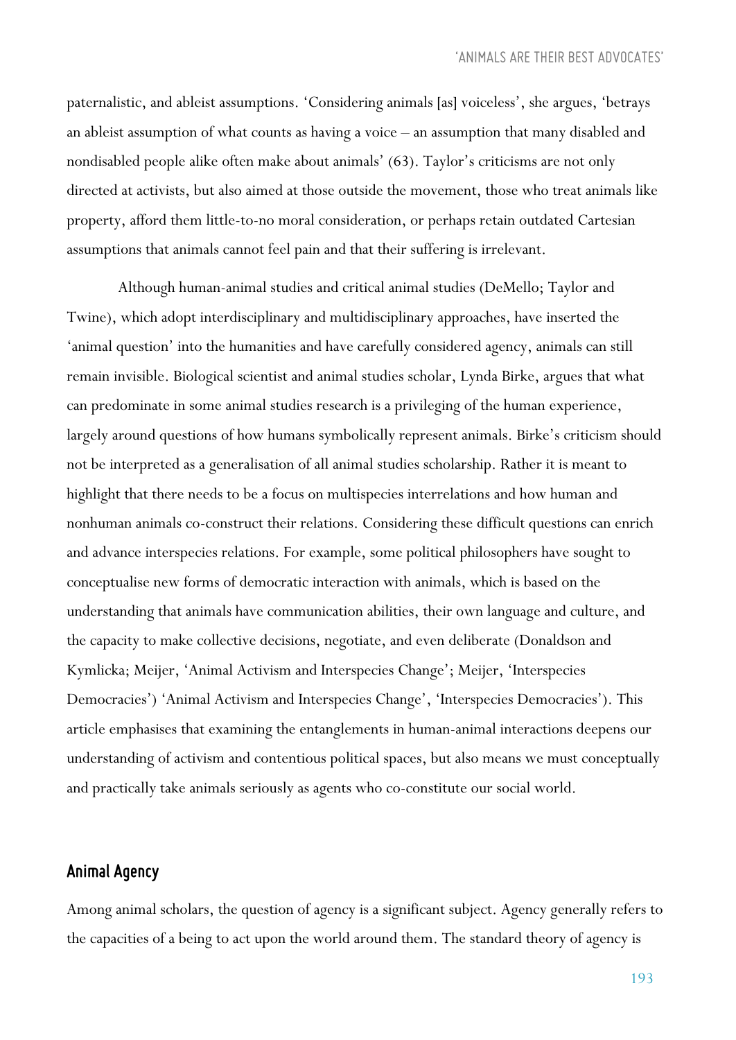paternalistic, and ableist assumptions. 'Considering animals [as] voiceless', she argues, 'betrays an ableist assumption of what counts as having a voice – an assumption that many disabled and nondisabled people alike often make about animals' (63). Taylor's criticisms are not only directed at activists, but also aimed at those outside the movement, those who treat animals like property, afford them little-to-no moral consideration, or perhaps retain outdated Cartesian assumptions that animals cannot feel pain and that their suffering is irrelevant.

Although human-animal studies and critical animal studies (DeMello; Taylor and Twine), which adopt interdisciplinary and multidisciplinary approaches, have inserted the 'animal question' into the humanities and have carefully considered agency, animals can still remain invisible. Biological scientist and animal studies scholar, Lynda Birke, argues that what can predominate in some animal studies research is a privileging of the human experience, largely around questions of how humans symbolically represent animals. Birke's criticism should not be interpreted as a generalisation of all animal studies scholarship. Rather it is meant to highlight that there needs to be a focus on multispecies interrelations and how human and nonhuman animals co-construct their relations. Considering these difficult questions can enrich and advance interspecies relations. For example, some political philosophers have sought to conceptualise new forms of democratic interaction with animals, which is based on the understanding that animals have communication abilities, their own language and culture, and the capacity to make collective decisions, negotiate, and even deliberate (Donaldson and Kymlicka; Meijer, 'Animal Activism and Interspecies Change'; Meijer, 'Interspecies Democracies') 'Animal Activism and Interspecies Change', 'Interspecies Democracies'). This article emphasises that examining the entanglements in human-animal interactions deepens our understanding of activism and contentious political spaces, but also means we must conceptually and practically take animals seriously as agents who co-constitute our social world.

## Animal Agency

Among animal scholars, the question of agency is a significant subject. Agency generally refers to the capacities of a being to act upon the world around them. The standard theory of agency is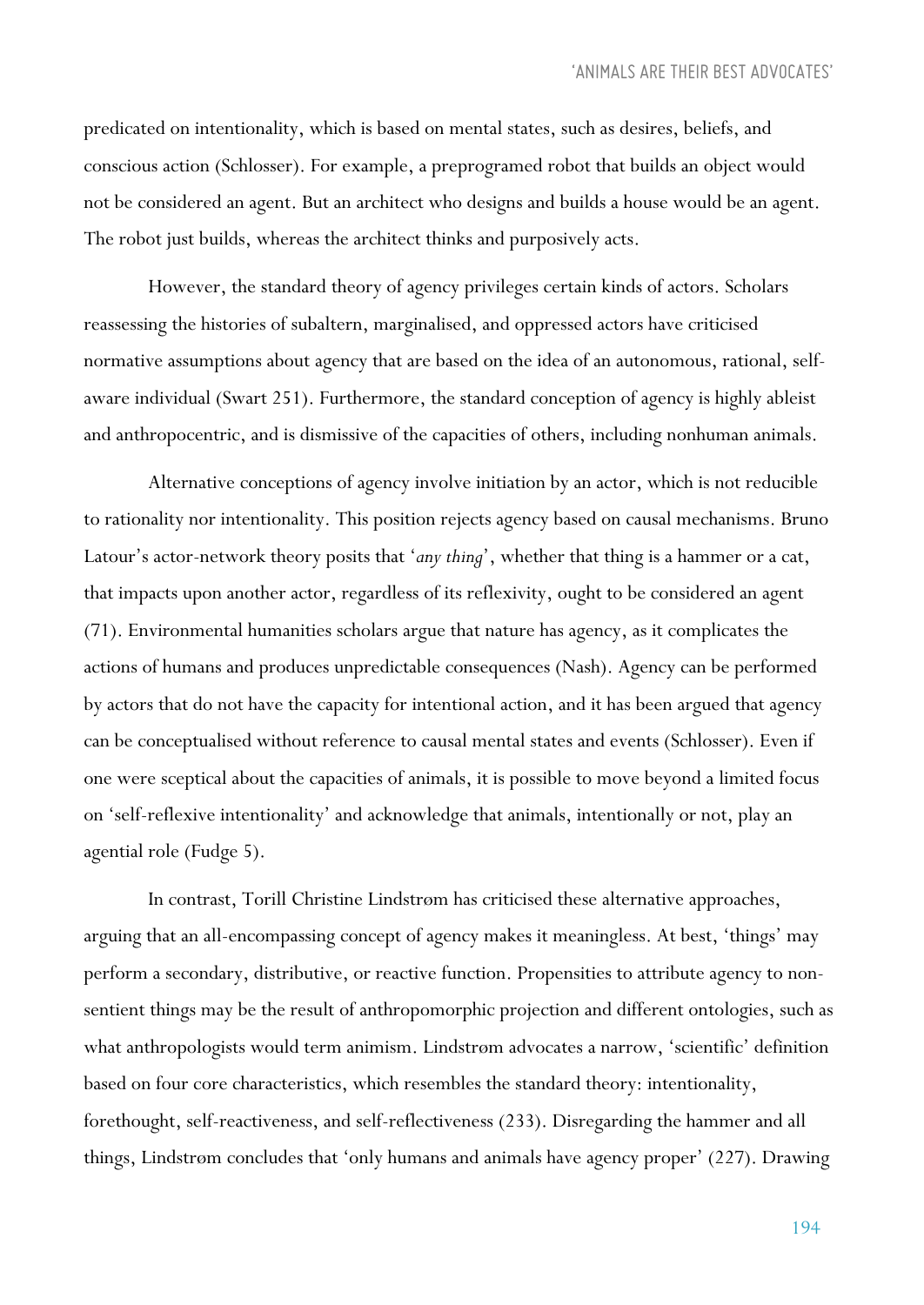predicated on intentionality, which is based on mental states, such as desires, beliefs, and conscious action (Schlosser). For example, a preprogramed robot that builds an object would not be considered an agent. But an architect who designs and builds a house would be an agent. The robot just builds, whereas the architect thinks and purposively acts.

However, the standard theory of agency privileges certain kinds of actors. Scholars reassessing the histories of subaltern, marginalised, and oppressed actors have criticised normative assumptions about agency that are based on the idea of an autonomous, rational, self-aware individual (Swart 251). Furthermore, the standard conception of agency is highly ableist and anthropocentric, and is dismissive of the capacities of others, including nonhuman animals.

Alternative conceptions of agency involve initiation by an actor, which is not reducible to rationality nor intentionality. This position rejects agency based on causal mechanisms. Bruno Latour's actor-network theory posits that '*any thing*', whether that thing is a hammer or a cat, that impacts upon another actor, regardless of its reflexivity, ought to be considered an agent (71). Environmental humanities scholars argue that nature has agency, as it complicates the actions of humans and produces unpredictable consequences (Nash). Agency can be performed by actors that do not have the capacity for intentional action, and it has been argued that agency can be conceptualised without reference to causal mental states and events (Schlosser). Even if one were sceptical about the capacities of animals, it is possible to move beyond a limited focus on 'self-reflexive intentionality' and acknowledge that animals, intentionally or not, play an agential role (Fudge 5).

In contrast, Torill Christine Lindstrøm has criticised these alternative approaches, arguing that an all-encompassing concept of agency makes it meaningless. At best, 'things' may perform a secondary, distributive, or reactive function. Propensities to attribute agency to non-sentient things may be the result of anthropomorphic projection and different ontologies, such as what anthropologists would term animism. Lindstrøm advocates a narrow, 'scientific' definition based on four core characteristics, which resembles the standard theory: intentionality, forethought, self-reactiveness, and self-reflectiveness (233). Disregarding the hammer and all things, Lindstrøm concludes that 'only humans and animals have agency proper' (227). Drawing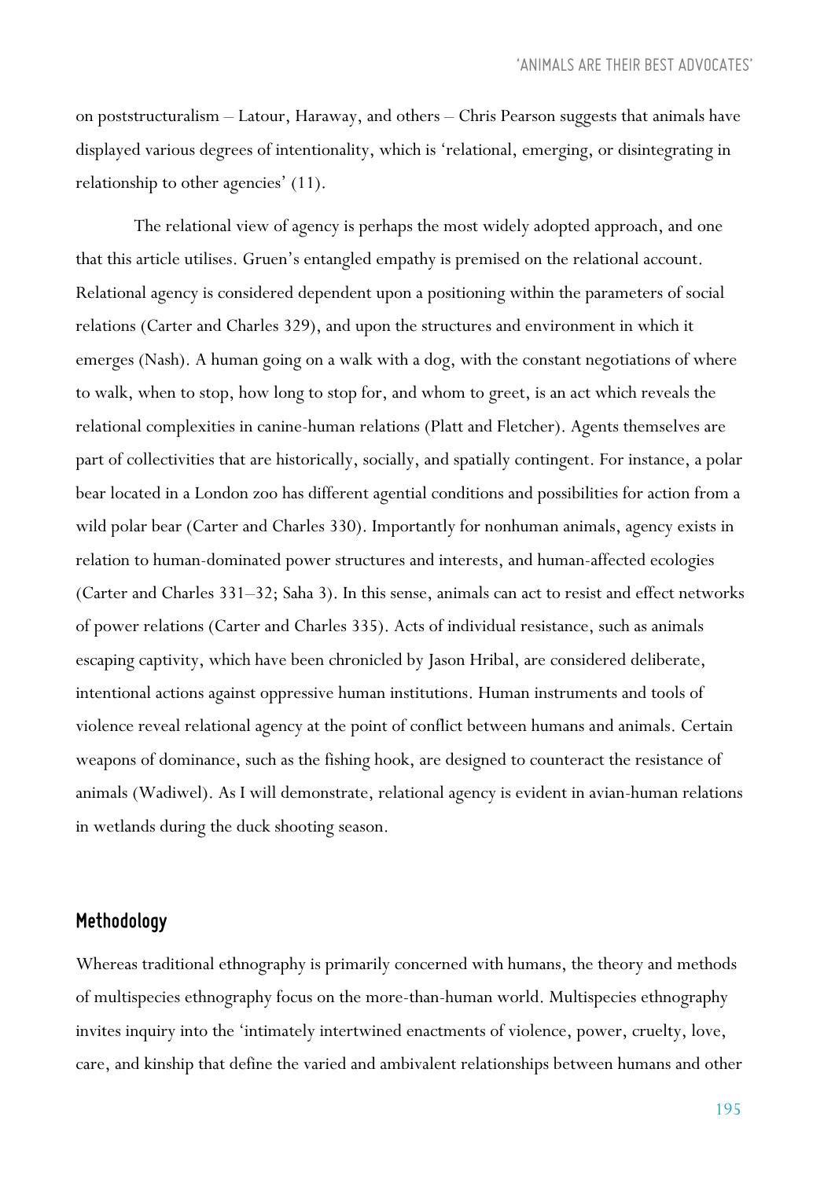on poststructuralism – Latour, Haraway, and others – Chris Pearson suggests that animals have displayed various degrees of intentionality, which is 'relational, emerging, or disintegrating in relationship to other agencies' (11).

The relational view of agency is perhaps the most widely adopted approach, and one that this article utilises. Gruen's entangled empathy is premised on the relational account. Relational agency is considered dependent upon a positioning within the parameters of social relations (Carter and Charles 329), and upon the structures and environment in which it emerges (Nash). A human going on a walk with a dog, with the constant negotiations of where to walk, when to stop, how long to stop for, and whom to greet, is an act which reveals the relational complexities in canine-human relations (Platt and Fletcher). Agents themselves are part of collectivities that are historically, socially, and spatially contingent. For instance, a polar bear located in a London zoo has different agential conditions and possibilities for action from a wild polar bear (Carter and Charles 330). Importantly for nonhuman animals, agency exists in relation to human-dominated power structures and interests, and human-affected ecologies (Carter and Charles 331–32; Saha 3). In this sense, animals can act to resist and effect networks of power relations (Carter and Charles 335). Acts of individual resistance, such as animals escaping captivity, which have been chronicled by Jason Hribal, are considered deliberate, intentional actions against oppressive human institutions. Human instruments and tools of violence reveal relational agency at the point of conflict between humans and animals. Certain weapons of dominance, such as the fishing hook, are designed to counteract the resistance of animals (Wadiwel). As I will demonstrate, relational agency is evident in avian-human relations in wetlands during the duck shooting season.

## Methodology

Whereas traditional ethnography is primarily concerned with humans, the theory and methods of multispecies ethnography focus on the more-than-human world. Multispecies ethnography invites inquiry into the 'intimately intertwined enactments of violence, power, cruelty, love, care, and kinship that define the varied and ambivalent relationships between humans and other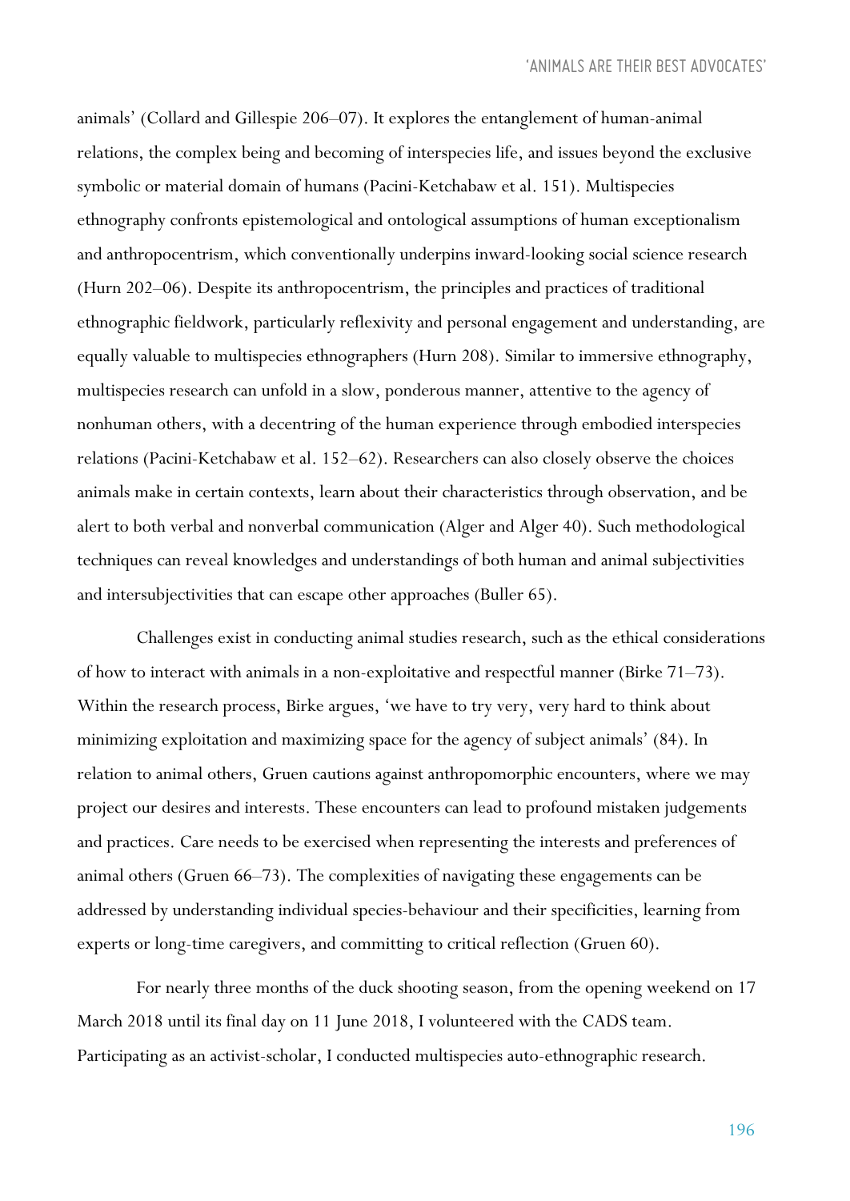animals' (Collard and Gillespie 206–07). It explores the entanglement of human-animal relations, the complex being and becoming of interspecies life, and issues beyond the exclusive symbolic or material domain of humans (Pacini-Ketchabaw et al. 151). Multispecies ethnography confronts epistemological and ontological assumptions of human exceptionalism and anthropocentrism, which conventionally underpins inward-looking social science research (Hurn 202–06). Despite its anthropocentrism, the principles and practices of traditional ethnographic fieldwork, particularly reflexivity and personal engagement and understanding, are equally valuable to multispecies ethnographers (Hurn 208). Similar to immersive ethnography, multispecies research can unfold in a slow, ponderous manner, attentive to the agency of nonhuman others, with a decentring of the human experience through embodied interspecies relations (Pacini-Ketchabaw et al. 152–62). Researchers can also closely observe the choices animals make in certain contexts, learn about their characteristics through observation, and be alert to both verbal and nonverbal communication (Alger and Alger 40). Such methodological techniques can reveal knowledges and understandings of both human and animal subjectivities and intersubjectivities that can escape other approaches (Buller 65).

Challenges exist in conducting animal studies research, such as the ethical considerations of how to interact with animals in a non-exploitative and respectful manner (Birke 71–73). Within the research process, Birke argues, 'we have to try very, very hard to think about minimizing exploitation and maximizing space for the agency of subject animals' (84). In relation to animal others, Gruen cautions against anthropomorphic encounters, where we may project our desires and interests. These encounters can lead to profound mistaken judgements and practices. Care needs to be exercised when representing the interests and preferences of animal others (Gruen 66–73). The complexities of navigating these engagements can be addressed by understanding individual species-behaviour and their specificities, learning from experts or long-time caregivers, and committing to critical reflection (Gruen 60).

For nearly three months of the duck shooting season, from the opening weekend on 17 March 2018 until its final day on 11 June 2018, I volunteered with the CADS team. Participating as an activist-scholar, I conducted multispecies auto-ethnographic research.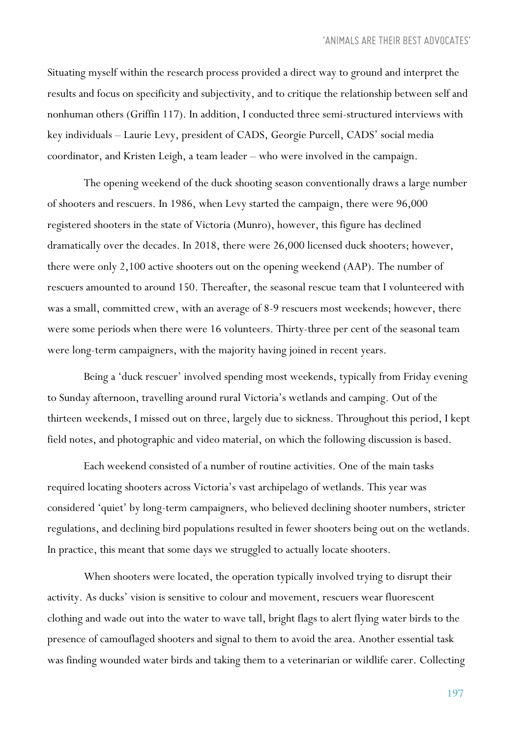Situating myself within the research process provided a direct way to ground and interpret the results and focus on specificity and subjectivity, and to critique the relationship between self and nonhuman others (Griffin 117). In addition, I conducted three semi-structured interviews with key individuals – Laurie Levy, president of CADS, Georgie Purcell, CADS' social media coordinator, and Kristen Leigh, a team leader – who were involved in the campaign.

The opening weekend of the duck shooting season conventionally draws a large number of shooters and rescuers. In 1986, when Levy started the campaign, there were 96,000 registered shooters in the state of Victoria (Munro), however, this figure has declined dramatically over the decades. In 2018, there were 26,000 licensed duck shooters; however, there were only 2,100 active shooters out on the opening weekend (AAP). The number of rescuers amounted to around 150. Thereafter, the seasonal rescue team that I volunteered with was a small, committed crew, with an average of 8-9 rescuers most weekends; however, there were some periods when there were 16 volunteers. Thirty-three per cent of the seasonal team were long-term campaigners, with the majority having joined in recent years.

Being a 'duck rescuer' involved spending most weekends, typically from Friday evening to Sunday afternoon, travelling around rural Victoria's wetlands and camping. Out of the thirteen weekends, I missed out on three, largely due to sickness. Throughout this period, I kept field notes, and photographic and video material, on which the following discussion is based.

Each weekend consisted of a number of routine activities. One of the main tasks required locating shooters across Victoria's vast archipelago of wetlands. This year was considered 'quiet' by long-term campaigners, who believed declining shooter numbers, stricter regulations, and declining bird populations resulted in fewer shooters being out on the wetlands. In practice, this meant that some days we struggled to actually locate shooters.

When shooters were located, the operation typically involved trying to disrupt their activity. As ducks' vision is sensitive to colour and movement, rescuers wear fluorescent clothing and wade out into the water to wave tall, bright flags to alert flying water birds to the presence of camouflaged shooters and signal to them to avoid the area. Another essential task was finding wounded water birds and taking them to a veterinarian or wildlife carer. Collecting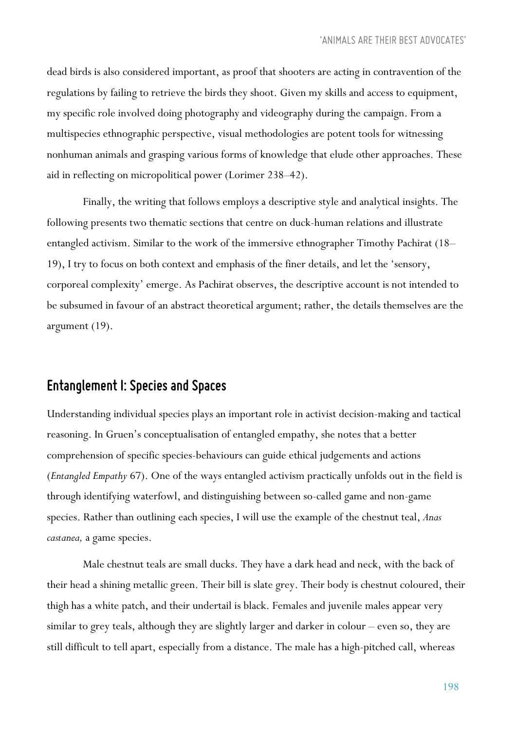dead birds is also considered important, as proof that shooters are acting in contravention of the regulations by failing to retrieve the birds they shoot. Given my skills and access to equipment, my specific role involved doing photography and videography during the campaign. From a multispecies ethnographic perspective, visual methodologies are potent tools for witnessing nonhuman animals and grasping various forms of knowledge that elude other approaches. These aid in reflecting on micropolitical power (Lorimer 238–42).

Finally, the writing that follows employs a descriptive style and analytical insights. The following presents two thematic sections that centre on duck-human relations and illustrate entangled activism. Similar to the work of the immersive ethnographer Timothy Pachirat (18–19), I try to focus on both context and emphasis of the finer details, and let the 'sensory, corporeal complexity' emerge. As Pachirat observes, the descriptive account is not intended to be subsumed in favour of an abstract theoretical argument; rather, the details themselves are the argument (19).

## Entanglement I: Species and Spaces

Understanding individual species plays an important role in activist decision-making and tactical reasoning. In Gruen's conceptualisation of entangled empathy, she notes that a better comprehension of specific species-behaviours can guide ethical judgements and actions (*Entangled Empathy* 67). One of the ways entangled activism practically unfolds out in the field is through identifying waterfowl, and distinguishing between so-called game and non-game species. Rather than outlining each species, I will use the example of the chestnut teal, *Anas castanea,* a game species.

Male chestnut teals are small ducks. They have a dark head and neck, with the back of their head a shining metallic green. Their bill is slate grey. Their body is chestnut coloured, their thigh has a white patch, and their undertail is black. Females and juvenile males appear very similar to grey teals, although they are slightly larger and darker in colour – even so, they are still difficult to tell apart, especially from a distance. The male has a high-pitched call, whereas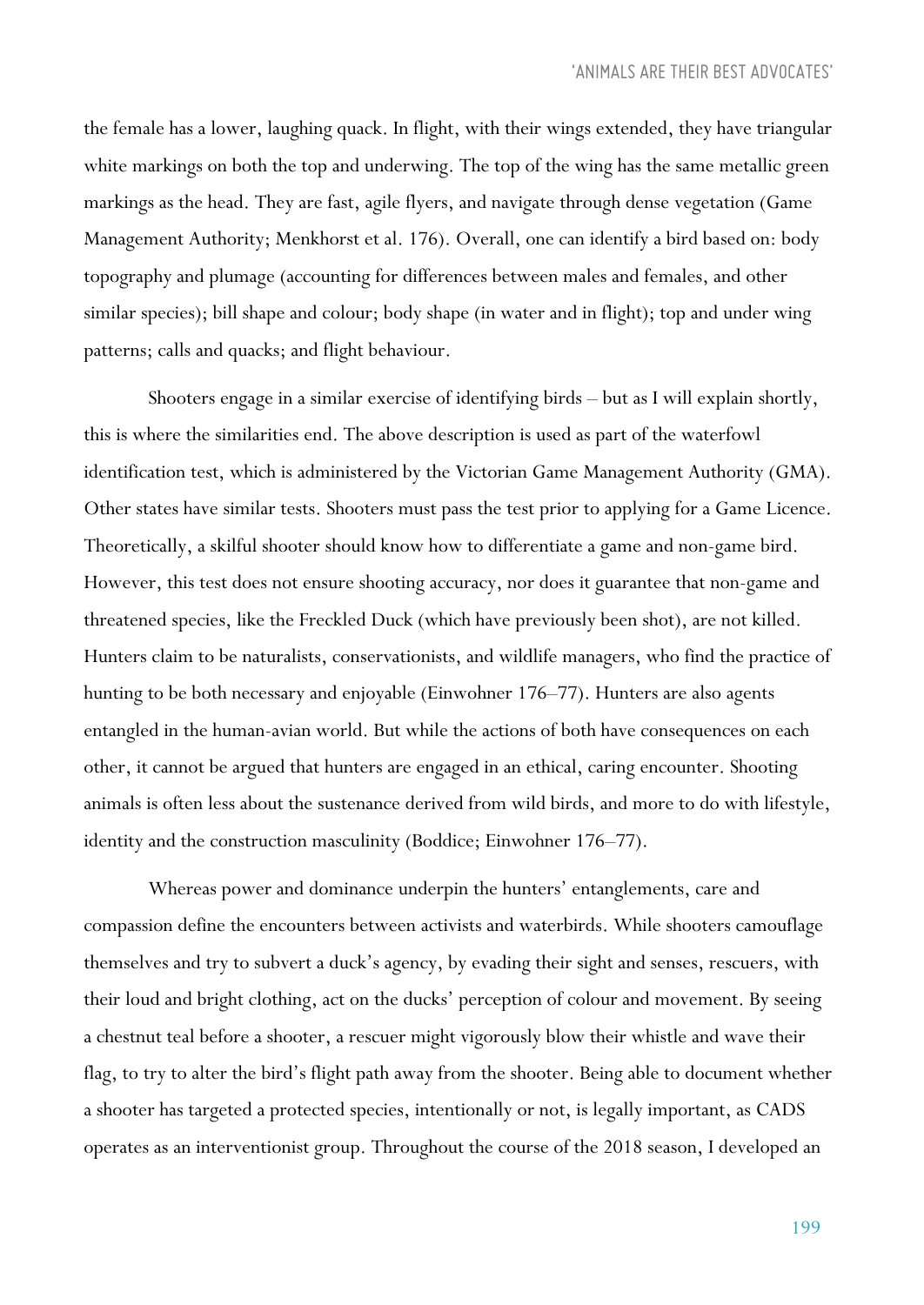the female has a lower, laughing quack. In flight, with their wings extended, they have triangular white markings on both the top and underwing. The top of the wing has the same metallic green markings as the head. They are fast, agile flyers, and navigate through dense vegetation (Game Management Authority; Menkhorst et al. 176). Overall, one can identify a bird based on: body topography and plumage (accounting for differences between males and females, and other similar species); bill shape and colour; body shape (in water and in flight); top and under wing patterns; calls and quacks; and flight behaviour.

Shooters engage in a similar exercise of identifying birds – but as I will explain shortly, this is where the similarities end. The above description is used as part of the waterfowl identification test, which is administered by the Victorian Game Management Authority (GMA). Other states have similar tests. Shooters must pass the test prior to applying for a Game Licence. Theoretically, a skilful shooter should know how to differentiate a game and non-game bird. However, this test does not ensure shooting accuracy, nor does it guarantee that non-game and threatened species, like the Freckled Duck (which have previously been shot), are not killed. Hunters claim to be naturalists, conservationists, and wildlife managers, who find the practice of hunting to be both necessary and enjoyable (Einwohner 176–77). Hunters are also agents entangled in the human-avian world. But while the actions of both have consequences on each other, it cannot be argued that hunters are engaged in an ethical, caring encounter. Shooting animals is often less about the sustenance derived from wild birds, and more to do with lifestyle, identity and the construction masculinity (Boddice; Einwohner 176–77).

Whereas power and dominance underpin the hunters' entanglements, care and compassion define the encounters between activists and waterbirds. While shooters camouflage themselves and try to subvert a duck's agency, by evading their sight and senses, rescuers, with their loud and bright clothing, act on the ducks' perception of colour and movement. By seeing a chestnut teal before a shooter, a rescuer might vigorously blow their whistle and wave their flag, to try to alter the bird's flight path away from the shooter. Being able to document whether a shooter has targeted a protected species, intentionally or not, is legally important, as CADS operates as an interventionist group. Throughout the course of the 2018 season, I developed an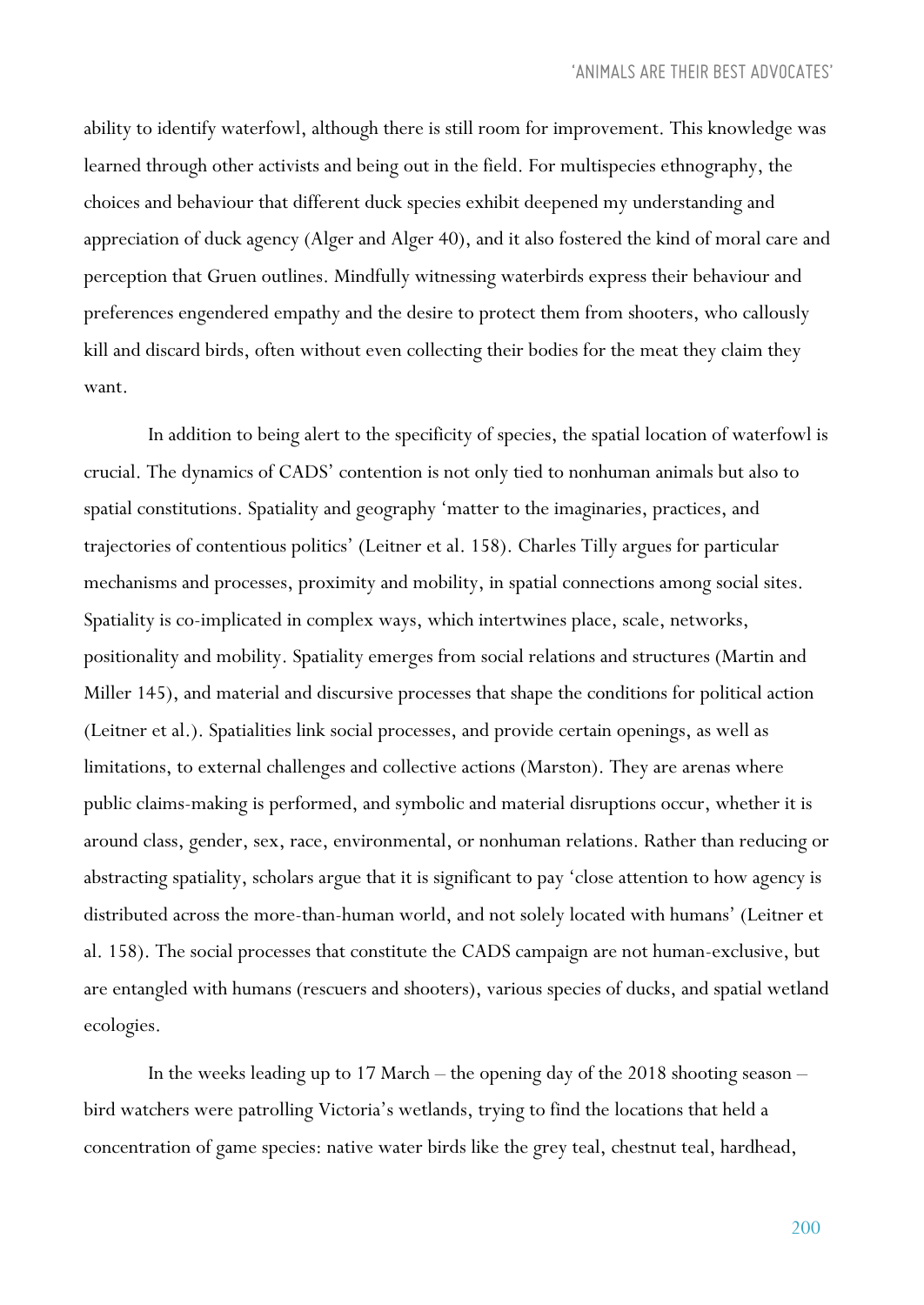ability to identify waterfowl, although there is still room for improvement. This knowledge was learned through other activists and being out in the field. For multispecies ethnography, the choices and behaviour that different duck species exhibit deepened my understanding and appreciation of duck agency (Alger and Alger 40), and it also fostered the kind of moral care and perception that Gruen outlines. Mindfully witnessing waterbirds express their behaviour and preferences engendered empathy and the desire to protect them from shooters, who callously kill and discard birds, often without even collecting their bodies for the meat they claim they want.

In addition to being alert to the specificity of species, the spatial location of waterfowl is crucial. The dynamics of CADS' contention is not only tied to nonhuman animals but also to spatial constitutions. Spatiality and geography 'matter to the imaginaries, practices, and trajectories of contentious politics' (Leitner et al. 158). Charles Tilly argues for particular mechanisms and processes, proximity and mobility, in spatial connections among social sites. Spatiality is co-implicated in complex ways, which intertwines place, scale, networks, positionality and mobility. Spatiality emerges from social relations and structures (Martin and Miller 145), and material and discursive processes that shape the conditions for political action (Leitner et al.). Spatialities link social processes, and provide certain openings, as well as limitations, to external challenges and collective actions (Marston). They are arenas where public claims-making is performed, and symbolic and material disruptions occur, whether it is around class, gender, sex, race, environmental, or nonhuman relations. Rather than reducing or abstracting spatiality, scholars argue that it is significant to pay 'close attention to how agency is distributed across the more-than-human world, and not solely located with humans' (Leitner et al. 158). The social processes that constitute the CADS campaign are not human-exclusive, but are entangled with humans (rescuers and shooters), various species of ducks, and spatial wetland ecologies.

In the weeks leading up to 17 March – the opening day of the 2018 shooting season – bird watchers were patrolling Victoria's wetlands, trying to find the locations that held a concentration of game species: native water birds like the grey teal, chestnut teal, hardhead,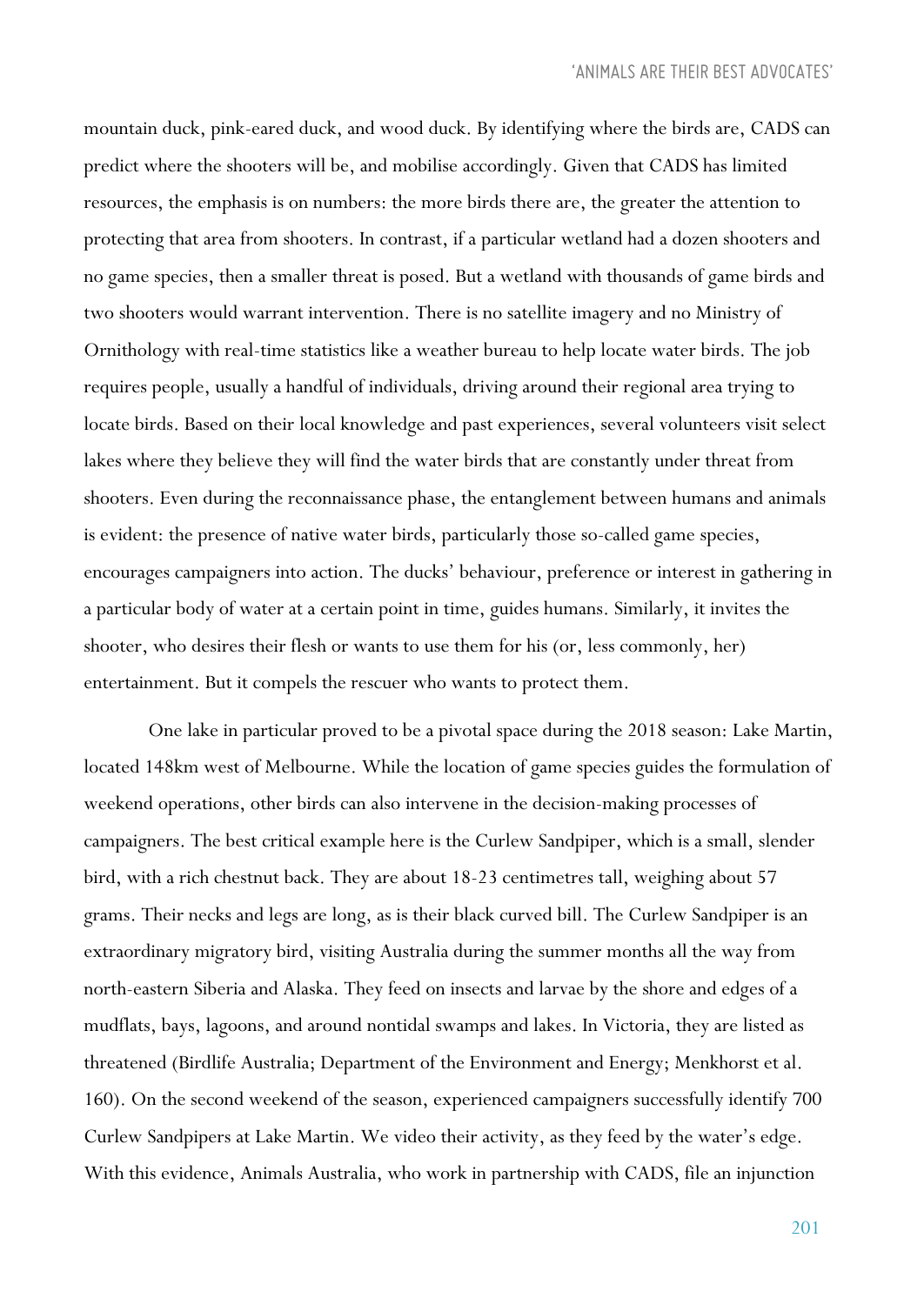mountain duck, pink-eared duck, and wood duck. By identifying where the birds are, CADS can predict where the shooters will be, and mobilise accordingly. Given that CADS has limited resources, the emphasis is on numbers: the more birds there are, the greater the attention to protecting that area from shooters. In contrast, if a particular wetland had a dozen shooters and no game species, then a smaller threat is posed. But a wetland with thousands of game birds and two shooters would warrant intervention. There is no satellite imagery and no Ministry of Ornithology with real-time statistics like a weather bureau to help locate water birds. The job requires people, usually a handful of individuals, driving around their regional area trying to locate birds. Based on their local knowledge and past experiences, several volunteers visit select lakes where they believe they will find the water birds that are constantly under threat from shooters. Even during the reconnaissance phase, the entanglement between humans and animals is evident: the presence of native water birds, particularly those so-called game species, encourages campaigners into action. The ducks' behaviour, preference or interest in gathering in a particular body of water at a certain point in time, guides humans. Similarly, it invites the shooter, who desires their flesh or wants to use them for his (or, less commonly, her) entertainment. But it compels the rescuer who wants to protect them.

One lake in particular proved to be a pivotal space during the 2018 season: Lake Martin, located 148km west of Melbourne. While the location of game species guides the formulation of weekend operations, other birds can also intervene in the decision-making processes of campaigners. The best critical example here is the Curlew Sandpiper, which is a small, slender bird, with a rich chestnut back. They are about 18-23 centimetres tall, weighing about 57 grams. Their necks and legs are long, as is their black curved bill. The Curlew Sandpiper is an extraordinary migratory bird, visiting Australia during the summer months all the way from north-eastern Siberia and Alaska. They feed on insects and larvae by the shore and edges of a mudflats, bays, lagoons, and around nontidal swamps and lakes. In Victoria, they are listed as threatened (Birdlife Australia; Department of the Environment and Energy; Menkhorst et al. 160). On the second weekend of the season, experienced campaigners successfully identify 700 Curlew Sandpipers at Lake Martin. We video their activity, as they feed by the water's edge. With this evidence, Animals Australia, who work in partnership with CADS, file an injunction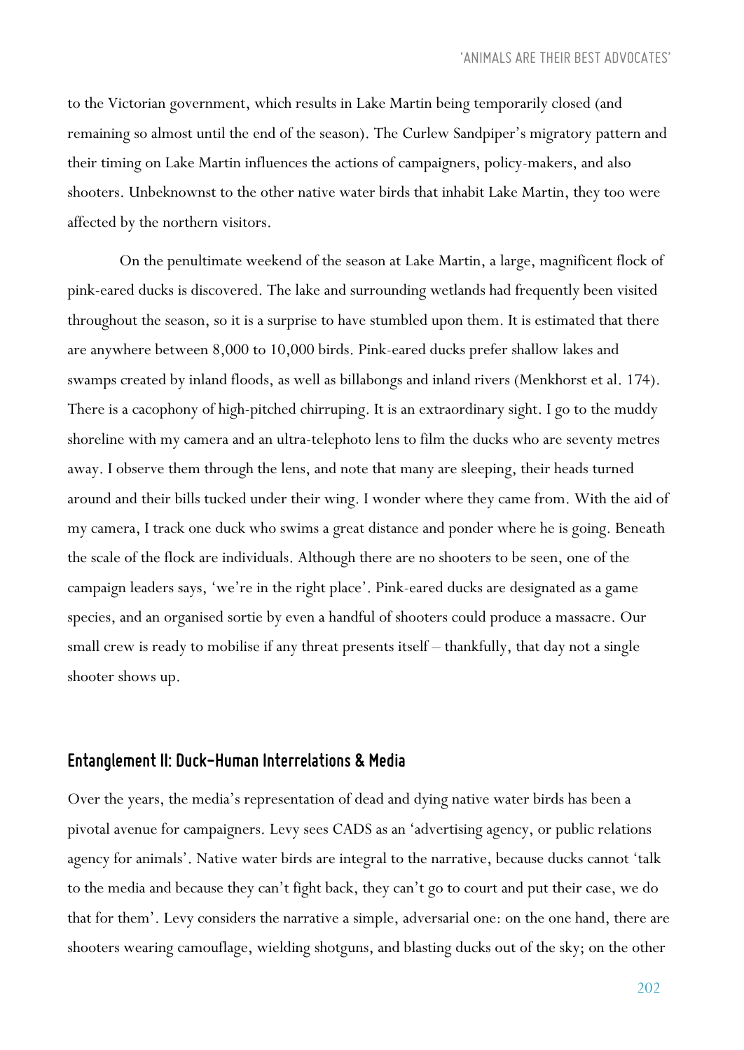to the Victorian government, which results in Lake Martin being temporarily closed (and remaining so almost until the end of the season). The Curlew Sandpiper's migratory pattern and their timing on Lake Martin influences the actions of campaigners, policy-makers, and also shooters. Unbeknownst to the other native water birds that inhabit Lake Martin, they too were affected by the northern visitors.

On the penultimate weekend of the season at Lake Martin, a large, magnificent flock of pink-eared ducks is discovered. The lake and surrounding wetlands had frequently been visited throughout the season, so it is a surprise to have stumbled upon them. It is estimated that there are anywhere between 8,000 to 10,000 birds. Pink-eared ducks prefer shallow lakes and swamps created by inland floods, as well as billabongs and inland rivers (Menkhorst et al. 174). There is a cacophony of high-pitched chirruping. It is an extraordinary sight. I go to the muddy shoreline with my camera and an ultra-telephoto lens to film the ducks who are seventy metres away. I observe them through the lens, and note that many are sleeping, their heads turned around and their bills tucked under their wing. I wonder where they came from. With the aid of my camera, I track one duck who swims a great distance and ponder where he is going. Beneath the scale of the flock are individuals. Although there are no shooters to be seen, one of the campaign leaders says, 'we're in the right place'. Pink-eared ducks are designated as a game species, and an organised sortie by even a handful of shooters could produce a massacre. Our small crew is ready to mobilise if any threat presents itself – thankfully, that day not a single shooter shows up.

## Entanglement II: Duck-Human Interrelations & Media

Over the years, the media's representation of dead and dying native water birds has been a pivotal avenue for campaigners. Levy sees CADS as an 'advertising agency, or public relations agency for animals'. Native water birds are integral to the narrative, because ducks cannot 'talk to the media and because they can't fight back, they can't go to court and put their case, we do that for them'. Levy considers the narrative a simple, adversarial one: on the one hand, there are shooters wearing camouflage, wielding shotguns, and blasting ducks out of the sky; on the other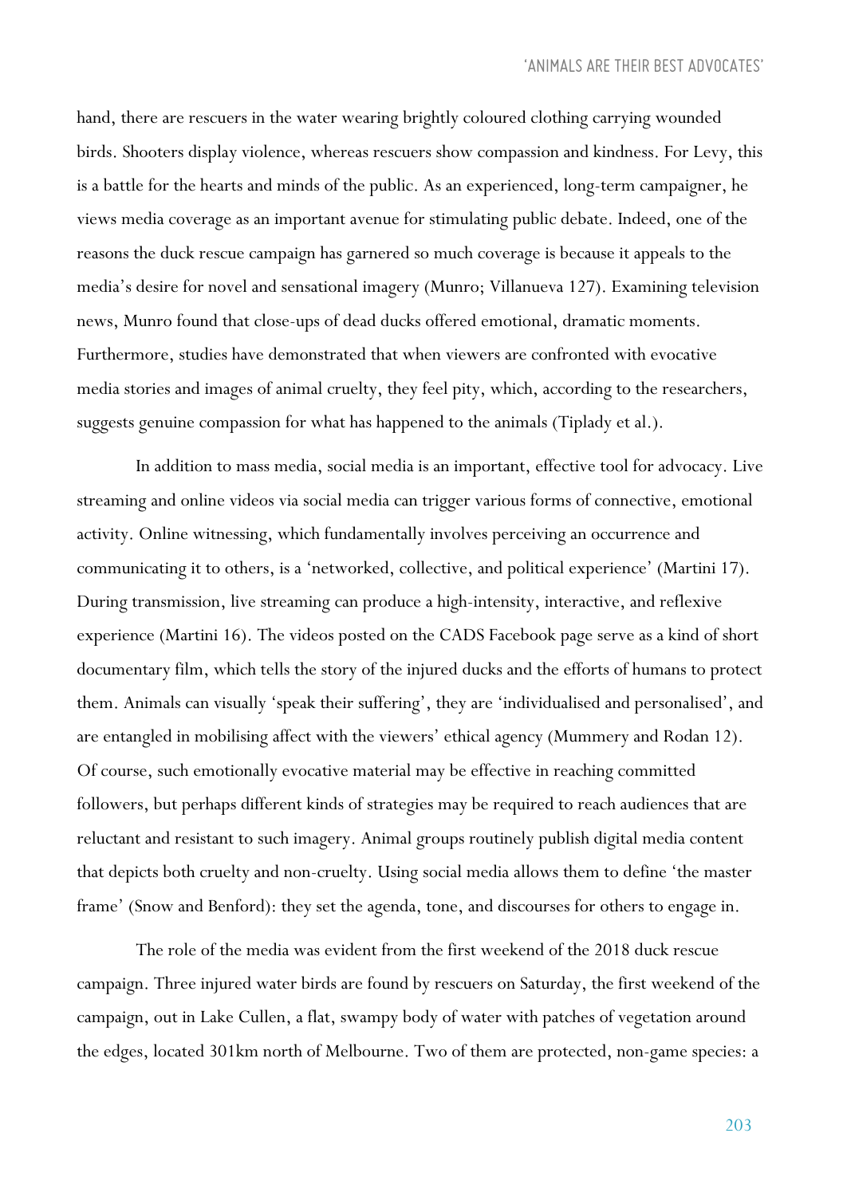hand, there are rescuers in the water wearing brightly coloured clothing carrying wounded birds. Shooters display violence, whereas rescuers show compassion and kindness. For Levy, this is a battle for the hearts and minds of the public. As an experienced, long-term campaigner, he views media coverage as an important avenue for stimulating public debate. Indeed, one of the reasons the duck rescue campaign has garnered so much coverage is because it appeals to the media's desire for novel and sensational imagery (Munro; Villanueva 127). Examining television news, Munro found that close-ups of dead ducks offered emotional, dramatic moments. Furthermore, studies have demonstrated that when viewers are confronted with evocative media stories and images of animal cruelty, they feel pity, which, according to the researchers, suggests genuine compassion for what has happened to the animals (Tiplady et al.).

In addition to mass media, social media is an important, effective tool for advocacy. Live streaming and online videos via social media can trigger various forms of connective, emotional activity. Online witnessing, which fundamentally involves perceiving an occurrence and communicating it to others, is a 'networked, collective, and political experience' (Martini 17). During transmission, live streaming can produce a high-intensity, interactive, and reflexive experience (Martini 16). The videos posted on the CADS Facebook page serve as a kind of short documentary film, which tells the story of the injured ducks and the efforts of humans to protect them. Animals can visually 'speak their suffering', they are 'individualised and personalised', and are entangled in mobilising affect with the viewers' ethical agency (Mummery and Rodan 12). Of course, such emotionally evocative material may be effective in reaching committed followers, but perhaps different kinds of strategies may be required to reach audiences that are reluctant and resistant to such imagery. Animal groups routinely publish digital media content that depicts both cruelty and non-cruelty. Using social media allows them to define 'the master frame' (Snow and Benford): they set the agenda, tone, and discourses for others to engage in.

The role of the media was evident from the first weekend of the 2018 duck rescue campaign. Three injured water birds are found by rescuers on Saturday, the first weekend of the campaign, out in Lake Cullen, a flat, swampy body of water with patches of vegetation around the edges, located 301km north of Melbourne. Two of them are protected, non-game species: a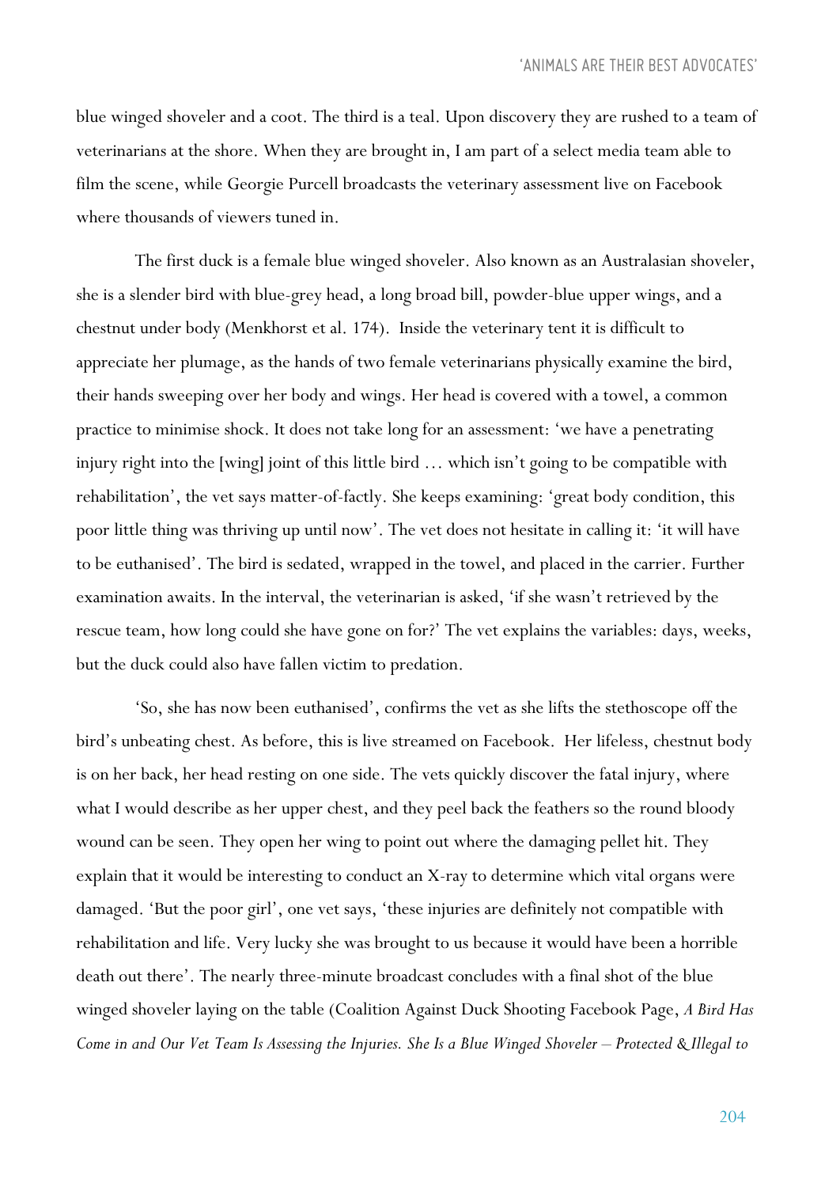blue winged shoveler and a coot. The third is a teal. Upon discovery they are rushed to a team of veterinarians at the shore. When they are brought in, I am part of a select media team able to film the scene, while Georgie Purcell broadcasts the veterinary assessment live on Facebook where thousands of viewers tuned in.

The first duck is a female blue winged shoveler. Also known as an Australasian shoveler, she is a slender bird with blue-grey head, a long broad bill, powder-blue upper wings, and a chestnut under body (Menkhorst et al. 174). Inside the veterinary tent it is difficult to appreciate her plumage, as the hands of two female veterinarians physically examine the bird, their hands sweeping over her body and wings. Her head is covered with a towel, a common practice to minimise shock. It does not take long for an assessment: 'we have a penetrating injury right into the [wing] joint of this little bird … which isn't going to be compatible with rehabilitation', the vet says matter-of-factly. She keeps examining: 'great body condition, this poor little thing was thriving up until now'. The vet does not hesitate in calling it: 'it will have to be euthanised'. The bird is sedated, wrapped in the towel, and placed in the carrier. Further examination awaits. In the interval, the veterinarian is asked, 'if she wasn't retrieved by the rescue team, how long could she have gone on for?' The vet explains the variables: days, weeks, but the duck could also have fallen victim to predation.

'So, she has now been euthanised', confirms the vet as she lifts the stethoscope off the bird's unbeating chest. As before, this is live streamed on Facebook. Her lifeless, chestnut body is on her back, her head resting on one side. The vets quickly discover the fatal injury, where what I would describe as her upper chest, and they peel back the feathers so the round bloody wound can be seen. They open her wing to point out where the damaging pellet hit. They explain that it would be interesting to conduct an X-ray to determine which vital organs were damaged. 'But the poor girl', one vet says, 'these injuries are definitely not compatible with rehabilitation and life. Very lucky she was brought to us because it would have been a horrible death out there'. The nearly three-minute broadcast concludes with a final shot of the blue winged shoveler laying on the table (Coalition Against Duck Shooting Facebook Page, *A Bird Has Come in and Our Vet Team Is Assessing the Injuries. She Is a Blue Winged Shoveler – Protected & Illegal to*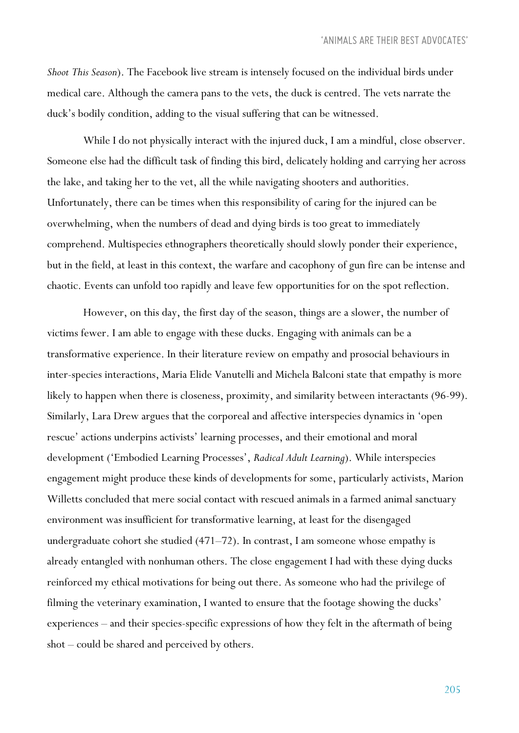*Shoot This Season*). The Facebook live stream is intensely focused on the individual birds under medical care. Although the camera pans to the vets, the duck is centred. The vets narrate the duck's bodily condition, adding to the visual suffering that can be witnessed.

While I do not physically interact with the injured duck, I am a mindful, close observer. Someone else had the difficult task of finding this bird, delicately holding and carrying her across the lake, and taking her to the vet, all the while navigating shooters and authorities. Unfortunately, there can be times when this responsibility of caring for the injured can be overwhelming, when the numbers of dead and dying birds is too great to immediately comprehend. Multispecies ethnographers theoretically should slowly ponder their experience, but in the field, at least in this context, the warfare and cacophony of gun fire can be intense and chaotic. Events can unfold too rapidly and leave few opportunities for on the spot reflection.

However, on this day, the first day of the season, things are a slower, the number of victims fewer. I am able to engage with these ducks. Engaging with animals can be a transformative experience. In their literature review on empathy and prosocial behaviours in inter-species interactions, Maria Elide Vanutelli and Michela Balconi state that empathy is more likely to happen when there is closeness, proximity, and similarity between interactants (96-99). Similarly, Lara Drew argues that the corporeal and affective interspecies dynamics in 'open rescue' actions underpins activists' learning processes, and their emotional and moral development ('Embodied Learning Processes', *Radical Adult Learning*). While interspecies engagement might produce these kinds of developments for some, particularly activists, Marion Willetts concluded that mere social contact with rescued animals in a farmed animal sanctuary environment was insufficient for transformative learning, at least for the disengaged undergraduate cohort she studied (471–72). In contrast, I am someone whose empathy is already entangled with nonhuman others. The close engagement I had with these dying ducks reinforced my ethical motivations for being out there. As someone who had the privilege of filming the veterinary examination, I wanted to ensure that the footage showing the ducks' experiences – and their species-specific expressions of how they felt in the aftermath of being shot – could be shared and perceived by others.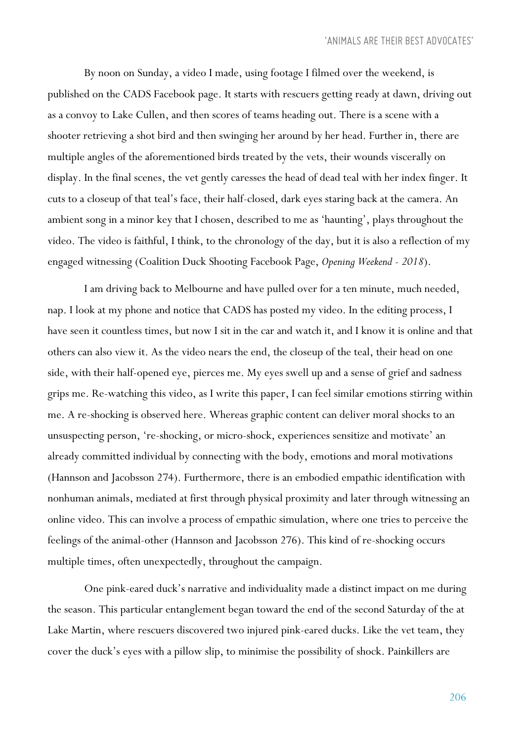By noon on Sunday, a video I made, using footage I filmed over the weekend, is published on the CADS Facebook page. It starts with rescuers getting ready at dawn, driving out as a convoy to Lake Cullen, and then scores of teams heading out. There is a scene with a shooter retrieving a shot bird and then swinging her around by her head. Further in, there are multiple angles of the aforementioned birds treated by the vets, their wounds viscerally on display. In the final scenes, the vet gently caresses the head of dead teal with her index finger. It cuts to a closeup of that teal's face, their half-closed, dark eyes staring back at the camera. An ambient song in a minor key that I chosen, described to me as 'haunting', plays throughout the video. The video is faithful, I think, to the chronology of the day, but it is also a reflection of my engaged witnessing (Coalition Duck Shooting Facebook Page, *Opening Weekend - 2018*).

I am driving back to Melbourne and have pulled over for a ten minute, much needed, nap. I look at my phone and notice that CADS has posted my video. In the editing process, I have seen it countless times, but now I sit in the car and watch it, and I know it is online and that others can also view it. As the video nears the end, the closeup of the teal, their head on one side, with their half-opened eye, pierces me. My eyes swell up and a sense of grief and sadness grips me. Re-watching this video, as I write this paper, I can feel similar emotions stirring within me. A re-shocking is observed here. Whereas graphic content can deliver moral shocks to an unsuspecting person, 're-shocking, or micro-shock, experiences sensitize and motivate' an already committed individual by connecting with the body, emotions and moral motivations (Hannson and Jacobsson 274). Furthermore, there is an embodied empathic identification with nonhuman animals, mediated at first through physical proximity and later through witnessing an online video. This can involve a process of empathic simulation, where one tries to perceive the feelings of the animal-other (Hannson and Jacobsson 276). This kind of re-shocking occurs multiple times, often unexpectedly, throughout the campaign.

One pink-eared duck's narrative and individuality made a distinct impact on me during the season. This particular entanglement began toward the end of the second Saturday of the at Lake Martin, where rescuers discovered two injured pink-eared ducks. Like the vet team, they cover the duck's eyes with a pillow slip, to minimise the possibility of shock. Painkillers are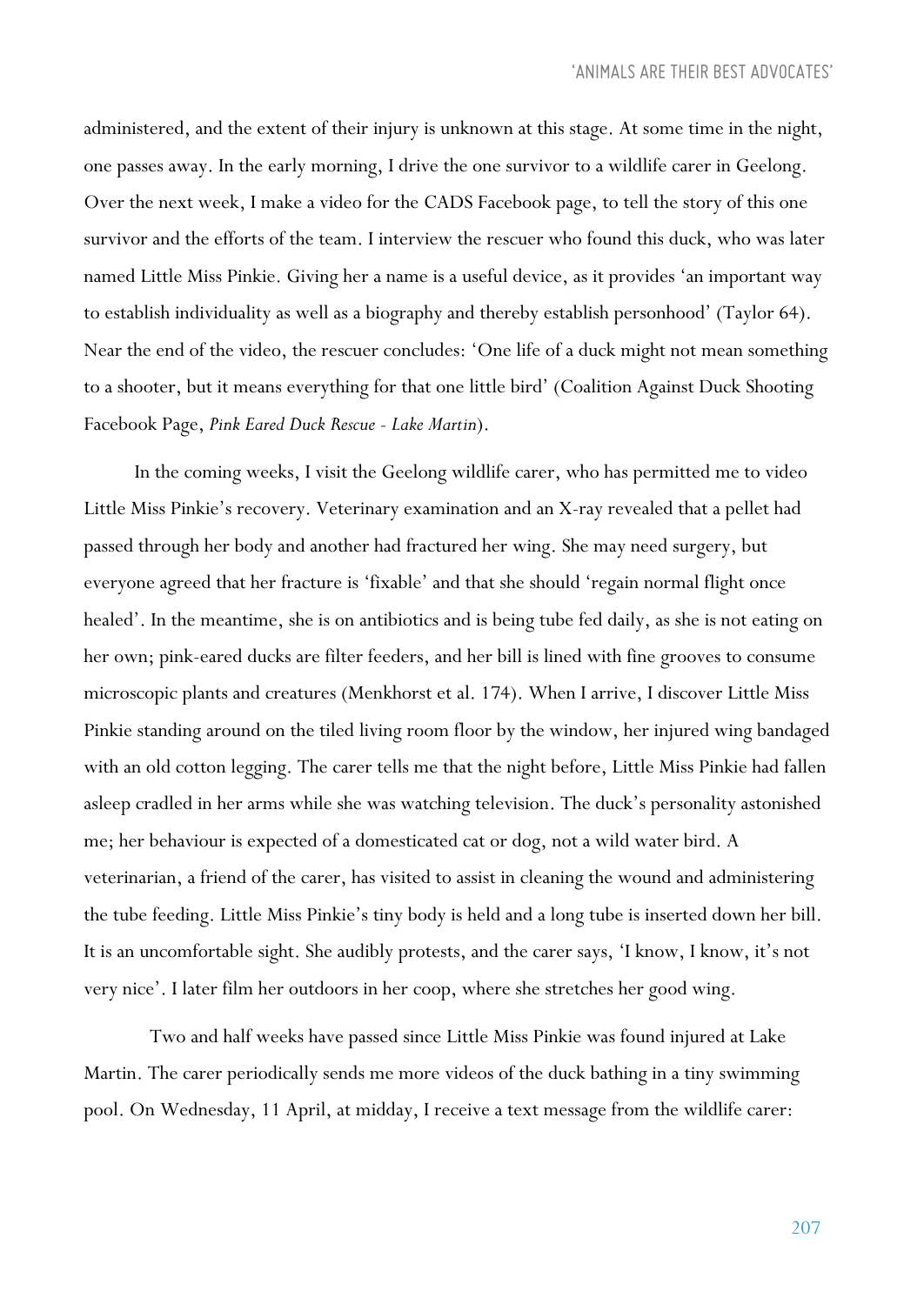administered, and the extent of their injury is unknown at this stage. At some time in the night, one passes away. In the early morning, I drive the one survivor to a wildlife carer in Geelong. Over the next week, I make a video for the CADS Facebook page, to tell the story of this one survivor and the efforts of the team. I interview the rescuer who found this duck, who was later named Little Miss Pinkie. Giving her a name is a useful device, as it provides 'an important way to establish individuality as well as a biography and thereby establish personhood' (Taylor 64). Near the end of the video, the rescuer concludes: 'One life of a duck might not mean something to a shooter, but it means everything for that one little bird' (Coalition Against Duck Shooting Facebook Page, *Pink Eared Duck Rescue - Lake Martin*).

In the coming weeks, I visit the Geelong wildlife carer, who has permitted me to video Little Miss Pinkie's recovery. Veterinary examination and an X-ray revealed that a pellet had passed through her body and another had fractured her wing. She may need surgery, but everyone agreed that her fracture is 'fixable' and that she should 'regain normal flight once healed'. In the meantime, she is on antibiotics and is being tube fed daily, as she is not eating on her own; pink-eared ducks are filter feeders, and her bill is lined with fine grooves to consume microscopic plants and creatures (Menkhorst et al. 174). When I arrive, I discover Little Miss Pinkie standing around on the tiled living room floor by the window, her injured wing bandaged with an old cotton legging. The carer tells me that the night before, Little Miss Pinkie had fallen asleep cradled in her arms while she was watching television. The duck's personality astonished me; her behaviour is expected of a domesticated cat or dog, not a wild water bird. A veterinarian, a friend of the carer, has visited to assist in cleaning the wound and administering the tube feeding. Little Miss Pinkie's tiny body is held and a long tube is inserted down her bill. It is an uncomfortable sight. She audibly protests, and the carer says, 'I know, I know, it's not very nice'. I later film her outdoors in her coop, where she stretches her good wing.

Two and half weeks have passed since Little Miss Pinkie was found injured at Lake Martin. The carer periodically sends me more videos of the duck bathing in a tiny swimming pool. On Wednesday, 11 April, at midday, I receive a text message from the wildlife carer: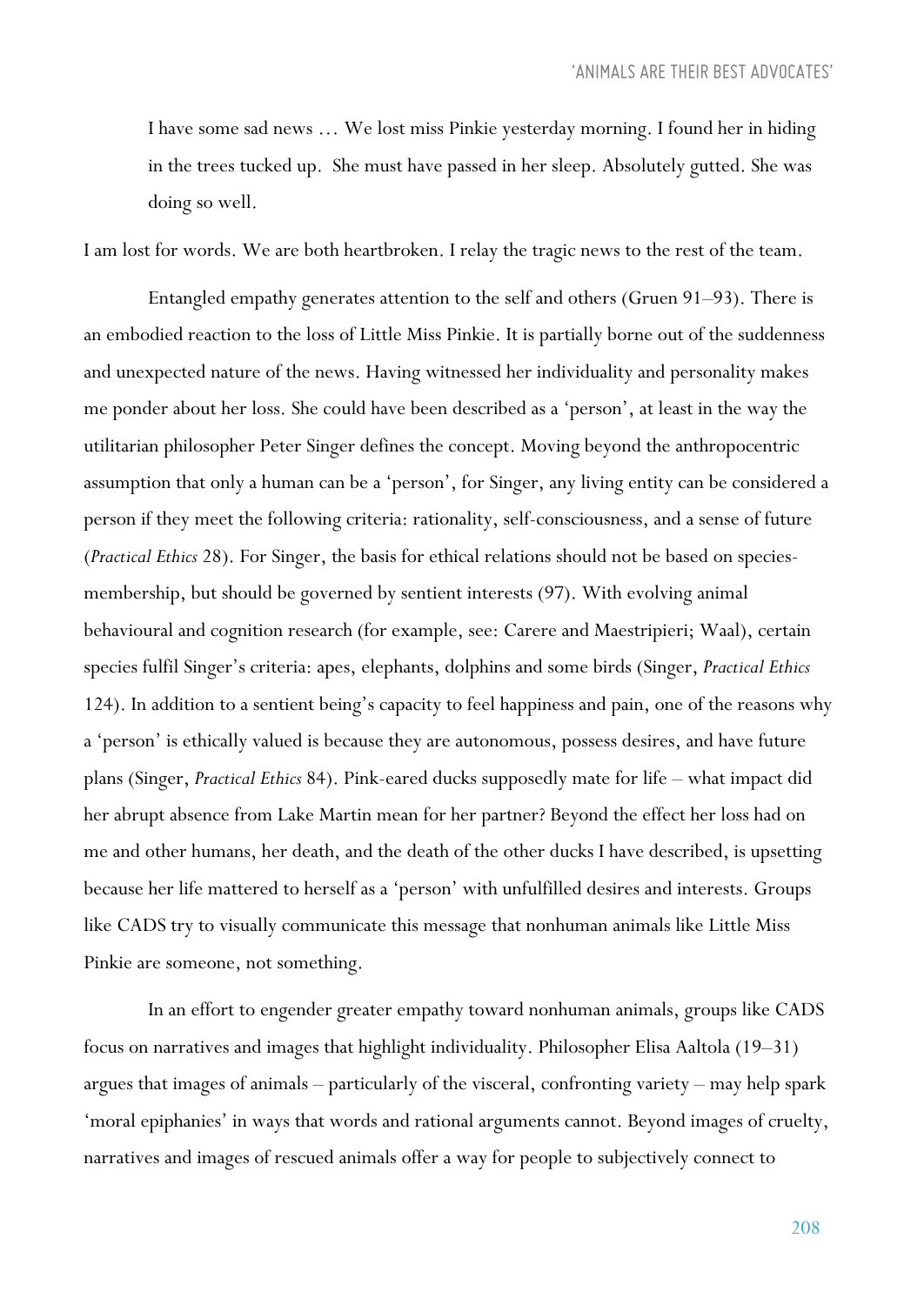> I have some sad news … We lost miss Pinkie yesterday morning. I found her in hiding in the trees tucked up. She must have passed in her sleep. Absolutely gutted. She was doing so well.

I am lost for words. We are both heartbroken. I relay the tragic news to the rest of the team.

Entangled empathy generates attention to the self and others (Gruen 91–93). There is an embodied reaction to the loss of Little Miss Pinkie. It is partially borne out of the suddenness and unexpected nature of the news. Having witnessed her individuality and personality makes me ponder about her loss. She could have been described as a 'person', at least in the way the utilitarian philosopher Peter Singer defines the concept. Moving beyond the anthropocentric assumption that only a human can be a 'person', for Singer, any living entity can be considered a person if they meet the following criteria: rationality, self-consciousness, and a sense of future (*Practical Ethics* 28). For Singer, the basis for ethical relations should not be based on species-membership, but should be governed by sentient interests (97). With evolving animal behavioural and cognition research (for example, see: Carere and Maestripieri; Waal), certain species fulfil Singer's criteria: apes, elephants, dolphins and some birds (Singer, *Practical Ethics* 124). In addition to a sentient being's capacity to feel happiness and pain, one of the reasons why a 'person' is ethically valued is because they are autonomous, possess desires, and have future plans (Singer, *Practical Ethics* 84). Pink-eared ducks supposedly mate for life – what impact did her abrupt absence from Lake Martin mean for her partner? Beyond the effect her loss had on me and other humans, her death, and the death of the other ducks I have described, is upsetting because her life mattered to herself as a 'person' with unfulfilled desires and interests. Groups like CADS try to visually communicate this message that nonhuman animals like Little Miss Pinkie are someone, not something.

In an effort to engender greater empathy toward nonhuman animals, groups like CADS focus on narratives and images that highlight individuality. Philosopher Elisa Aaltola (19–31) argues that images of animals – particularly of the visceral, confronting variety – may help spark 'moral epiphanies' in ways that words and rational arguments cannot. Beyond images of cruelty, narratives and images of rescued animals offer a way for people to subjectively connect to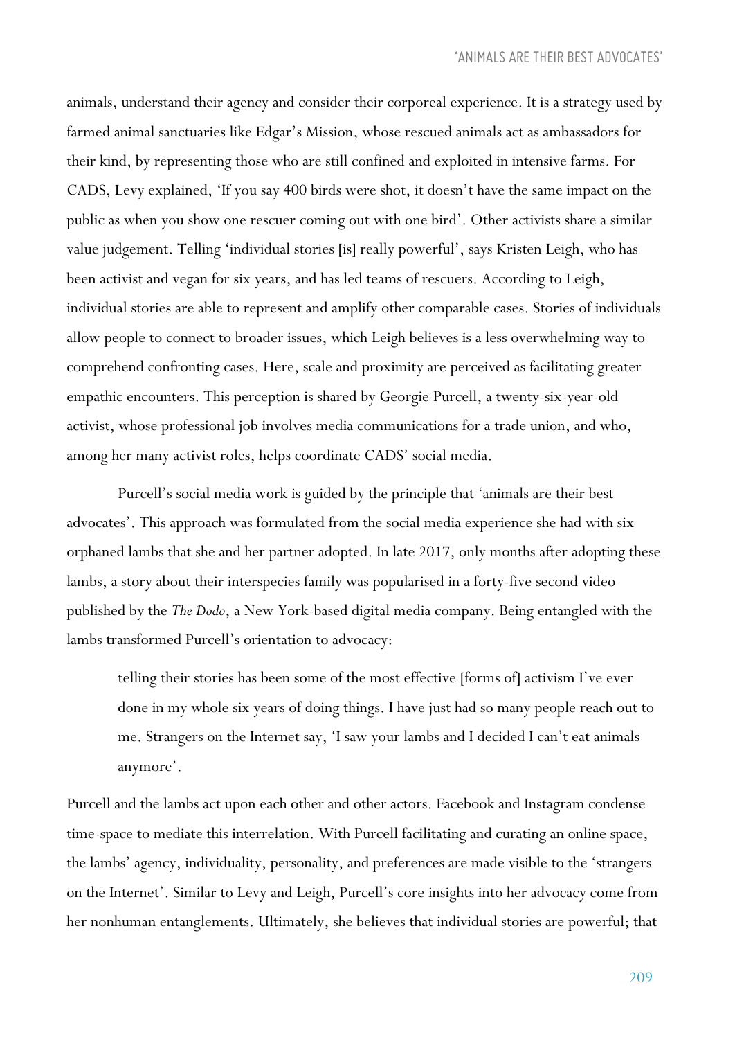animals, understand their agency and consider their corporeal experience. It is a strategy used by farmed animal sanctuaries like Edgar's Mission, whose rescued animals act as ambassadors for their kind, by representing those who are still confined and exploited in intensive farms. For CADS, Levy explained, 'If you say 400 birds were shot, it doesn't have the same impact on the public as when you show one rescuer coming out with one bird'. Other activists share a similar value judgement. Telling 'individual stories [is] really powerful', says Kristen Leigh, who has been activist and vegan for six years, and has led teams of rescuers. According to Leigh, individual stories are able to represent and amplify other comparable cases. Stories of individuals allow people to connect to broader issues, which Leigh believes is a less overwhelming way to comprehend confronting cases. Here, scale and proximity are perceived as facilitating greater empathic encounters. This perception is shared by Georgie Purcell, a twenty-six-year-old activist, whose professional job involves media communications for a trade union, and who, among her many activist roles, helps coordinate CADS' social media.

Purcell's social media work is guided by the principle that 'animals are their best advocates'. This approach was formulated from the social media experience she had with six orphaned lambs that she and her partner adopted. In late 2017, only months after adopting these lambs, a story about their interspecies family was popularised in a forty-five second video published by the *The Dodo*, a New York-based digital media company. Being entangled with the lambs transformed Purcell's orientation to advocacy:

> telling their stories has been some of the most effective [forms of] activism I've ever done in my whole six years of doing things. I have just had so many people reach out to me. Strangers on the Internet say, 'I saw your lambs and I decided I can't eat animals anymore'.

Purcell and the lambs act upon each other and other actors. Facebook and Instagram condense time-space to mediate this interrelation. With Purcell facilitating and curating an online space, the lambs' agency, individuality, personality, and preferences are made visible to the 'strangers on the Internet'. Similar to Levy and Leigh, Purcell's core insights into her advocacy come from her nonhuman entanglements. Ultimately, she believes that individual stories are powerful; that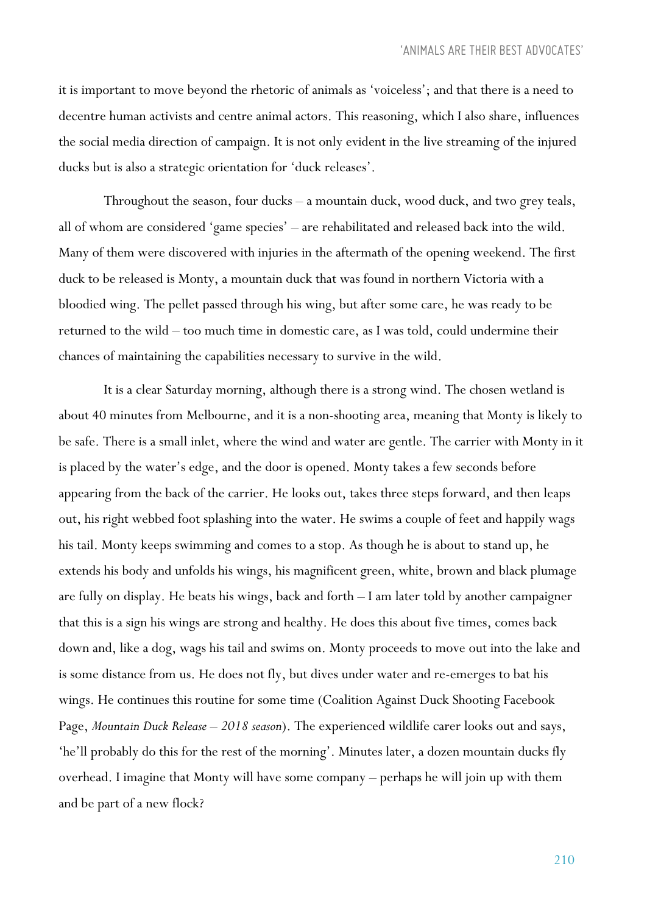it is important to move beyond the rhetoric of animals as 'voiceless'; and that there is a need to decentre human activists and centre animal actors. This reasoning, which I also share, influences the social media direction of campaign. It is not only evident in the live streaming of the injured ducks but is also a strategic orientation for 'duck releases'.

Throughout the season, four ducks – a mountain duck, wood duck, and two grey teals, all of whom are considered 'game species' – are rehabilitated and released back into the wild. Many of them were discovered with injuries in the aftermath of the opening weekend. The first duck to be released is Monty, a mountain duck that was found in northern Victoria with a bloodied wing. The pellet passed through his wing, but after some care, he was ready to be returned to the wild – too much time in domestic care, as I was told, could undermine their chances of maintaining the capabilities necessary to survive in the wild.

It is a clear Saturday morning, although there is a strong wind. The chosen wetland is about 40 minutes from Melbourne, and it is a non-shooting area, meaning that Monty is likely to be safe. There is a small inlet, where the wind and water are gentle. The carrier with Monty in it is placed by the water's edge, and the door is opened. Monty takes a few seconds before appearing from the back of the carrier. He looks out, takes three steps forward, and then leaps out, his right webbed foot splashing into the water. He swims a couple of feet and happily wags his tail. Monty keeps swimming and comes to a stop. As though he is about to stand up, he extends his body and unfolds his wings, his magnificent green, white, brown and black plumage are fully on display. He beats his wings, back and forth – I am later told by another campaigner that this is a sign his wings are strong and healthy. He does this about five times, comes back down and, like a dog, wags his tail and swims on. Monty proceeds to move out into the lake and is some distance from us. He does not fly, but dives under water and re-emerges to bat his wings. He continues this routine for some time (Coalition Against Duck Shooting Facebook Page, *Mountain Duck Release – 2018 season*). The experienced wildlife carer looks out and says, 'he'll probably do this for the rest of the morning'. Minutes later, a dozen mountain ducks fly overhead. I imagine that Monty will have some company – perhaps he will join up with them and be part of a new flock?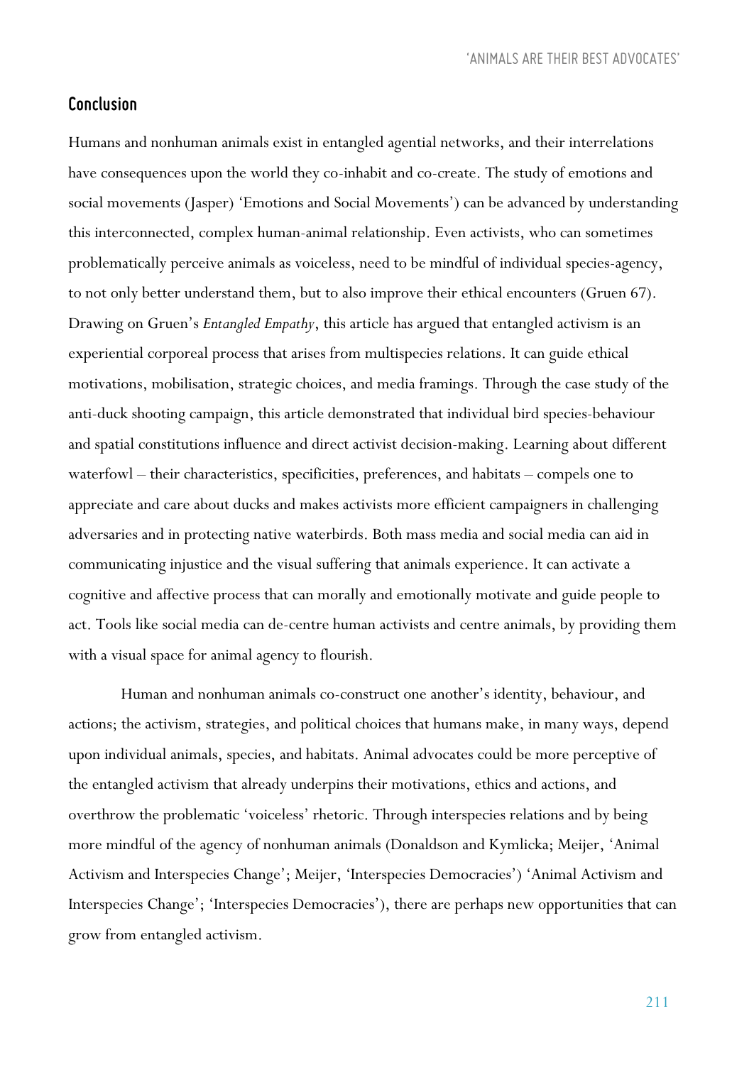## Conclusion

Humans and nonhuman animals exist in entangled agential networks, and their interrelations have consequences upon the world they co-inhabit and co-create. The study of emotions and social movements (Jasper) 'Emotions and Social Movements') can be advanced by understanding this interconnected, complex human-animal relationship. Even activists, who can sometimes problematically perceive animals as voiceless, need to be mindful of individual species-agency, to not only better understand them, but to also improve their ethical encounters (Gruen 67). Drawing on Gruen's *Entangled Empathy*, this article has argued that entangled activism is an experiential corporeal process that arises from multispecies relations. It can guide ethical motivations, mobilisation, strategic choices, and media framings. Through the case study of the anti-duck shooting campaign, this article demonstrated that individual bird species-behaviour and spatial constitutions influence and direct activist decision-making. Learning about different waterfowl – their characteristics, specificities, preferences, and habitats – compels one to appreciate and care about ducks and makes activists more efficient campaigners in challenging adversaries and in protecting native waterbirds. Both mass media and social media can aid in communicating injustice and the visual suffering that animals experience. It can activate a cognitive and affective process that can morally and emotionally motivate and guide people to act. Tools like social media can de-centre human activists and centre animals, by providing them with a visual space for animal agency to flourish.

Human and nonhuman animals co-construct one another's identity, behaviour, and actions; the activism, strategies, and political choices that humans make, in many ways, depend upon individual animals, species, and habitats. Animal advocates could be more perceptive of the entangled activism that already underpins their motivations, ethics and actions, and overthrow the problematic 'voiceless' rhetoric. Through interspecies relations and by being more mindful of the agency of nonhuman animals (Donaldson and Kymlicka; Meijer, 'Animal Activism and Interspecies Change'; Meijer, 'Interspecies Democracies') 'Animal Activism and Interspecies Change'; 'Interspecies Democracies'), there are perhaps new opportunities that can grow from entangled activism.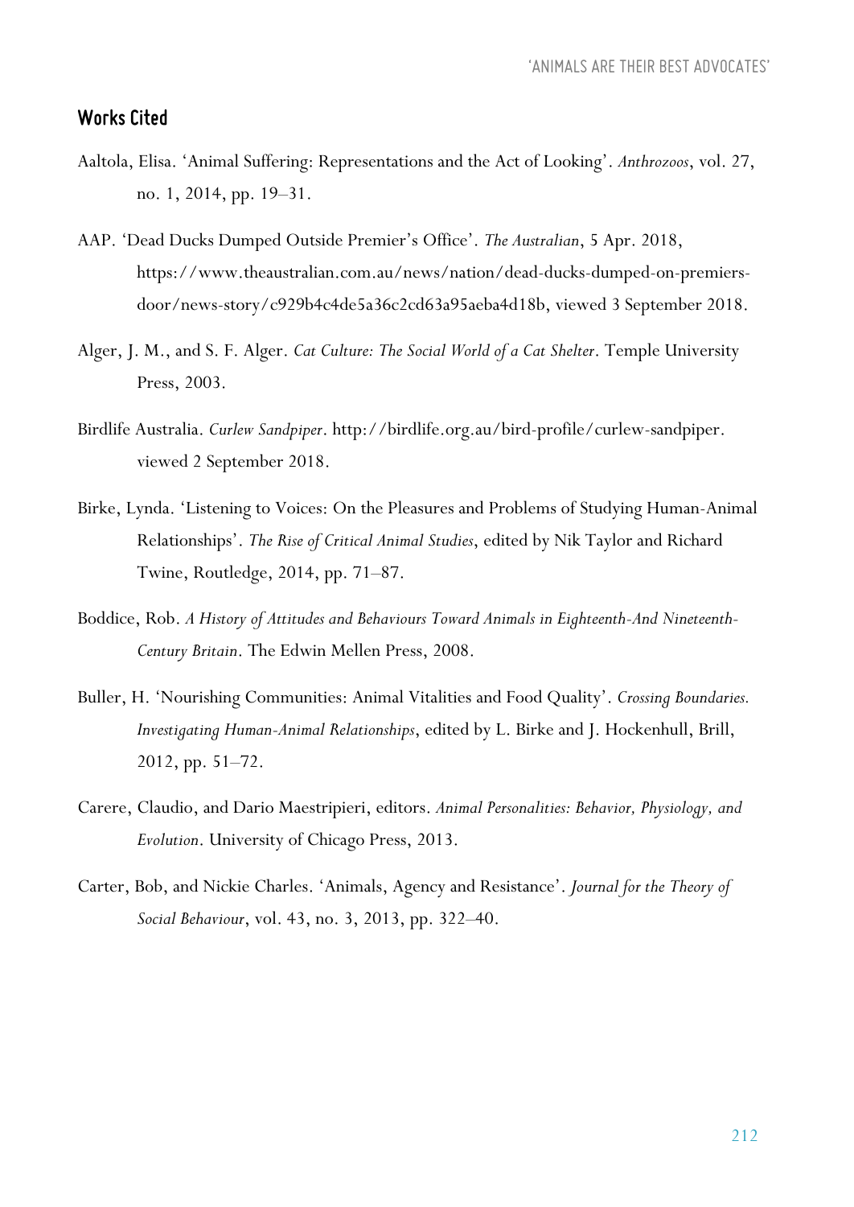## Works Cited

Aaltola, Elisa. 'Animal Suffering: Representations and the Act of Looking'. *Anthrozoos*, vol. 27, no. 1, 2014, pp. 19–31.

AAP. 'Dead Ducks Dumped Outside Premier's Office'. *The Australian*, 5 Apr. 2018, https://www.theaustralian.com.au/news/nation/dead-ducks-dumped-on-premiers-door/news-story/c929b4c4de5a36c2cd63a95aeba4d18b, viewed 3 September 2018.

Alger, J. M., and S. F. Alger. *Cat Culture: The Social World of a Cat Shelter*. Temple University Press, 2003.

Birdlife Australia. *Curlew Sandpiper*. http://birdlife.org.au/bird-profile/curlew-sandpiper. viewed 2 September 2018.

Birke, Lynda. 'Listening to Voices: On the Pleasures and Problems of Studying Human-Animal Relationships'. *The Rise of Critical Animal Studies*, edited by Nik Taylor and Richard Twine, Routledge, 2014, pp. 71–87.

Boddice, Rob. *A History of Attitudes and Behaviours Toward Animals in Eighteenth-And Nineteenth-Century Britain*. The Edwin Mellen Press, 2008.

Buller, H. 'Nourishing Communities: Animal Vitalities and Food Quality'. *Crossing Boundaries. Investigating Human-Animal Relationships*, edited by L. Birke and J. Hockenhull, Brill, 2012, pp. 51–72.

Carere, Claudio, and Dario Maestripieri, editors. *Animal Personalities: Behavior, Physiology, and Evolution*. University of Chicago Press, 2013.

Carter, Bob, and Nickie Charles. 'Animals, Agency and Resistance'. *Journal for the Theory of Social Behaviour*, vol. 43, no. 3, 2013, pp. 322–40.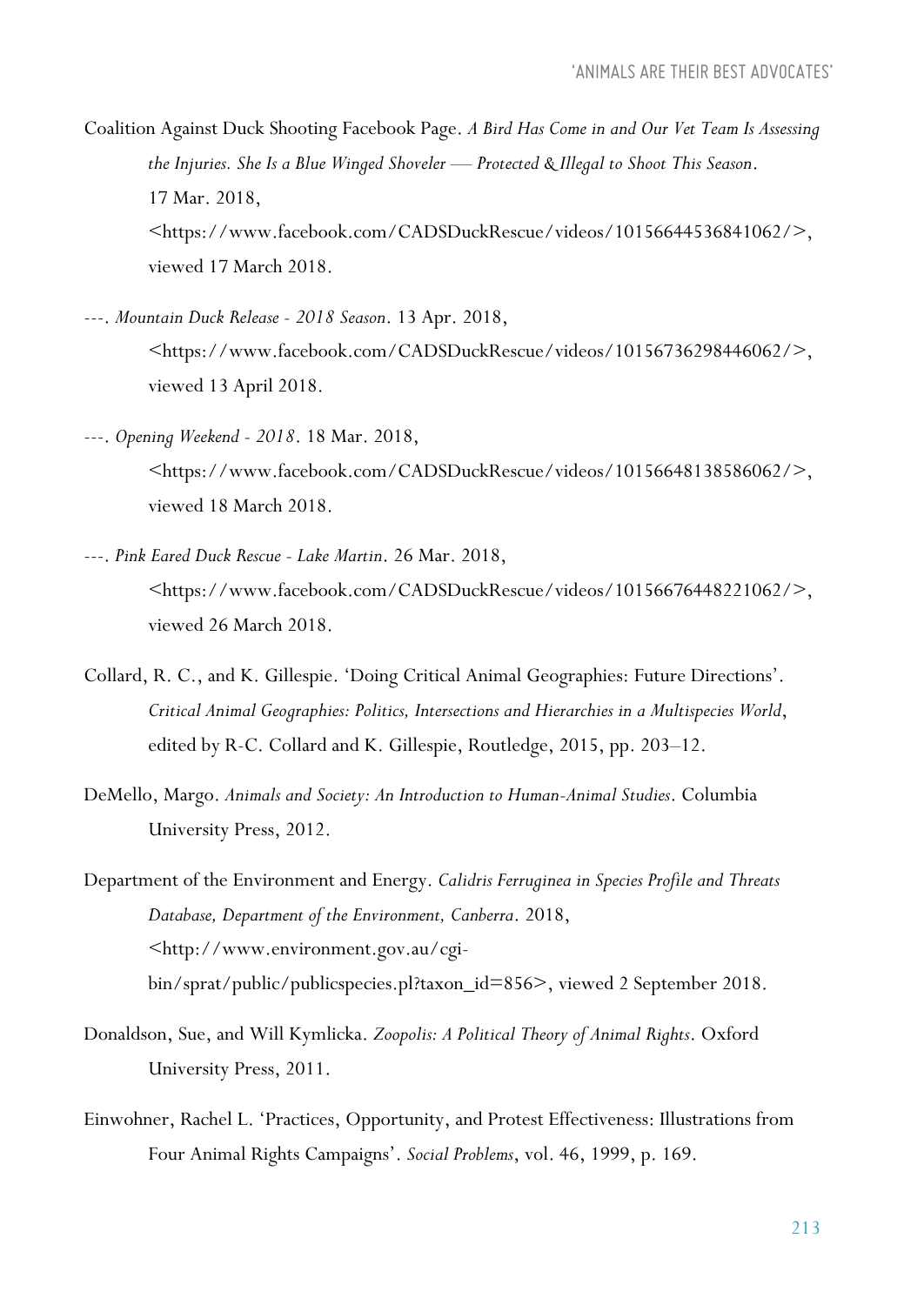Coalition Against Duck Shooting Facebook Page. *A Bird Has Come in and Our Vet Team Is Assessing the Injuries. She Is a Blue Winged Shoveler — Protected & Illegal to Shoot This Season*. 17 Mar. 2018, <https://www.facebook.com/CADSDuckRescue/videos/10156644536841062/>, viewed 17 March 2018.

---. *Mountain Duck Release - 2018 Season*. 13 Apr. 2018, <https://www.facebook.com/CADSDuckRescue/videos/10156736298446062/>, viewed 13 April 2018.

---. *Opening Weekend - 2018*. 18 Mar. 2018, <https://www.facebook.com/CADSDuckRescue/videos/10156648138586062/>, viewed 18 March 2018.

---. *Pink Eared Duck Rescue - Lake Martin*. 26 Mar. 2018, <https://www.facebook.com/CADSDuckRescue/videos/10156676448221062/>, viewed 26 March 2018.

Collard, R. C., and K. Gillespie. 'Doing Critical Animal Geographies: Future Directions'. *Critical Animal Geographies: Politics, Intersections and Hierarchies in a Multispecies World*, edited by R-C. Collard and K. Gillespie, Routledge, 2015, pp. 203–12.

DeMello, Margo. *Animals and Society: An Introduction to Human-Animal Studies*. Columbia University Press, 2012.

Department of the Environment and Energy. *Calidris Ferruginea in Species Profile and Threats Database, Department of the Environment, Canberra*. 2018, <http://www.environment.gov.au/cgi-bin/sprat/public/publicspecies.pl?taxon_id=856>, viewed 2 September 2018.

Donaldson, Sue, and Will Kymlicka. *Zoopolis: A Political Theory of Animal Rights*. Oxford University Press, 2011.

Einwohner, Rachel L. 'Practices, Opportunity, and Protest Effectiveness: Illustrations from Four Animal Rights Campaigns'. *Social Problems*, vol. 46, 1999, p. 169.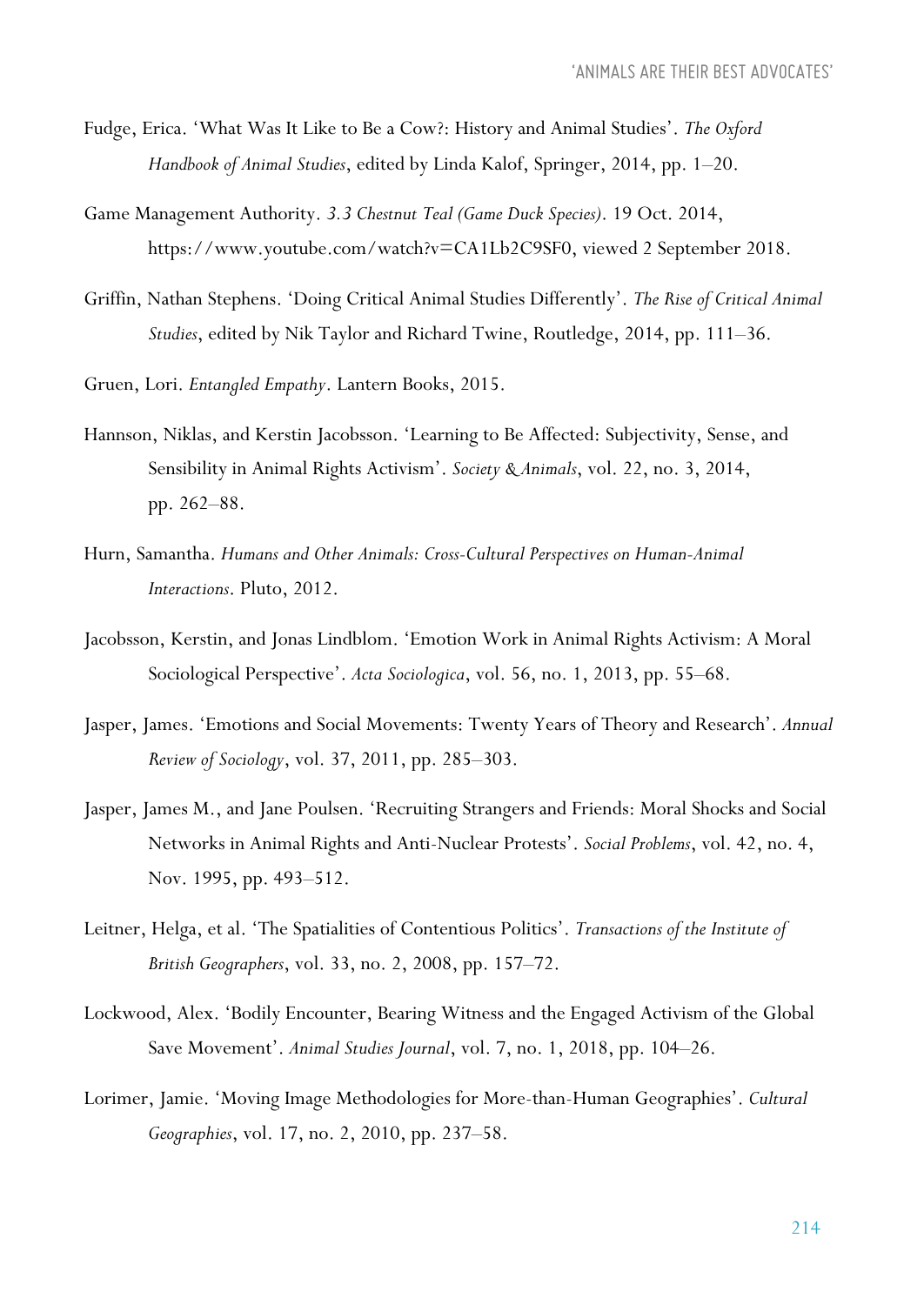Fudge, Erica. 'What Was It Like to Be a Cow?: History and Animal Studies'. *The Oxford Handbook of Animal Studies*, edited by Linda Kalof, Springer, 2014, pp. 1–20.

Game Management Authority. *3.3 Chestnut Teal (Game Duck Species)*. 19 Oct. 2014, https://www.youtube.com/watch?v=CA1Lb2C9SF0, viewed 2 September 2018.

Griffin, Nathan Stephens. 'Doing Critical Animal Studies Differently'. *The Rise of Critical Animal Studies*, edited by Nik Taylor and Richard Twine, Routledge, 2014, pp. 111–36.

Gruen, Lori. *Entangled Empathy*. Lantern Books, 2015.

Hannson, Niklas, and Kerstin Jacobsson. 'Learning to Be Affected: Subjectivity, Sense, and Sensibility in Animal Rights Activism'. *Society & Animals*, vol. 22, no. 3, 2014, pp. 262–88.

Hurn, Samantha. *Humans and Other Animals: Cross-Cultural Perspectives on Human-Animal Interactions*. Pluto, 2012.

Jacobsson, Kerstin, and Jonas Lindblom. 'Emotion Work in Animal Rights Activism: A Moral Sociological Perspective'. *Acta Sociologica*, vol. 56, no. 1, 2013, pp. 55–68.

Jasper, James. 'Emotions and Social Movements: Twenty Years of Theory and Research'. *Annual Review of Sociology*, vol. 37, 2011, pp. 285–303.

Jasper, James M., and Jane Poulsen. 'Recruiting Strangers and Friends: Moral Shocks and Social Networks in Animal Rights and Anti-Nuclear Protests'. *Social Problems*, vol. 42, no. 4, Nov. 1995, pp. 493–512.

Leitner, Helga, et al. 'The Spatialities of Contentious Politics'. *Transactions of the Institute of British Geographers*, vol. 33, no. 2, 2008, pp. 157–72.

Lockwood, Alex. 'Bodily Encounter, Bearing Witness and the Engaged Activism of the Global Save Movement'. *Animal Studies Journal*, vol. 7, no. 1, 2018, pp. 104–26.

Lorimer, Jamie. 'Moving Image Methodologies for More-than-Human Geographies'. *Cultural Geographies*, vol. 17, no. 2, 2010, pp. 237–58.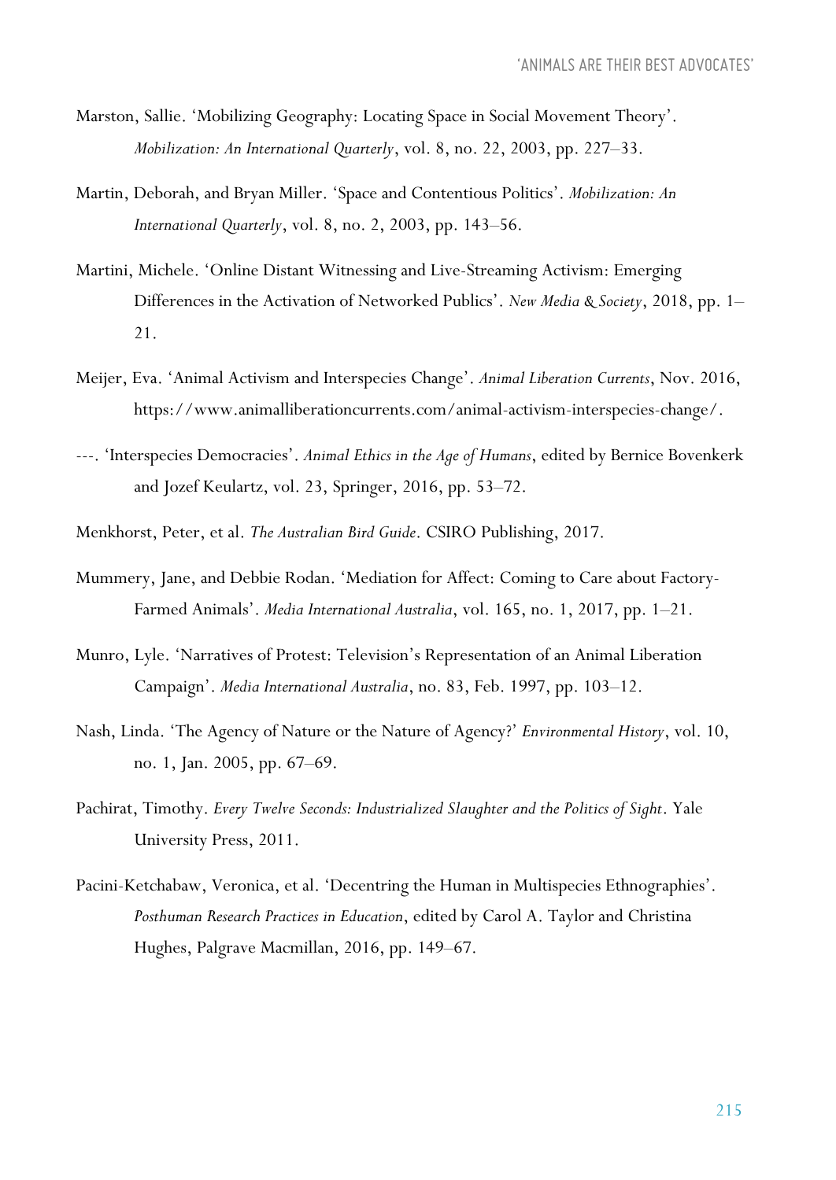Marston, Sallie. 'Mobilizing Geography: Locating Space in Social Movement Theory'. *Mobilization: An International Quarterly*, vol. 8, no. 22, 2003, pp. 227–33.

Martin, Deborah, and Bryan Miller. 'Space and Contentious Politics'. *Mobilization: An International Quarterly*, vol. 8, no. 2, 2003, pp. 143–56.

Martini, Michele. 'Online Distant Witnessing and Live-Streaming Activism: Emerging Differences in the Activation of Networked Publics'. *New Media & Society*, 2018, pp. 1–21.

Meijer, Eva. 'Animal Activism and Interspecies Change'. *Animal Liberation Currents*, Nov. 2016, https://www.animalliberationcurrents.com/animal-activism-interspecies-change/.

---. 'Interspecies Democracies'. *Animal Ethics in the Age of Humans*, edited by Bernice Bovenkerk and Jozef Keulartz, vol. 23, Springer, 2016, pp. 53–72.

Menkhorst, Peter, et al. *The Australian Bird Guide*. CSIRO Publishing, 2017.

Mummery, Jane, and Debbie Rodan. 'Mediation for Affect: Coming to Care about Factory-Farmed Animals'. *Media International Australia*, vol. 165, no. 1, 2017, pp. 1–21.

Munro, Lyle. 'Narratives of Protest: Television's Representation of an Animal Liberation Campaign'. *Media International Australia*, no. 83, Feb. 1997, pp. 103–12.

Nash, Linda. 'The Agency of Nature or the Nature of Agency?' *Environmental History*, vol. 10, no. 1, Jan. 2005, pp. 67–69.

Pachirat, Timothy. *Every Twelve Seconds: Industrialized Slaughter and the Politics of Sight*. Yale University Press, 2011.

Pacini-Ketchabaw, Veronica, et al. 'Decentring the Human in Multispecies Ethnographies'. *Posthuman Research Practices in Education*, edited by Carol A. Taylor and Christina Hughes, Palgrave Macmillan, 2016, pp. 149–67.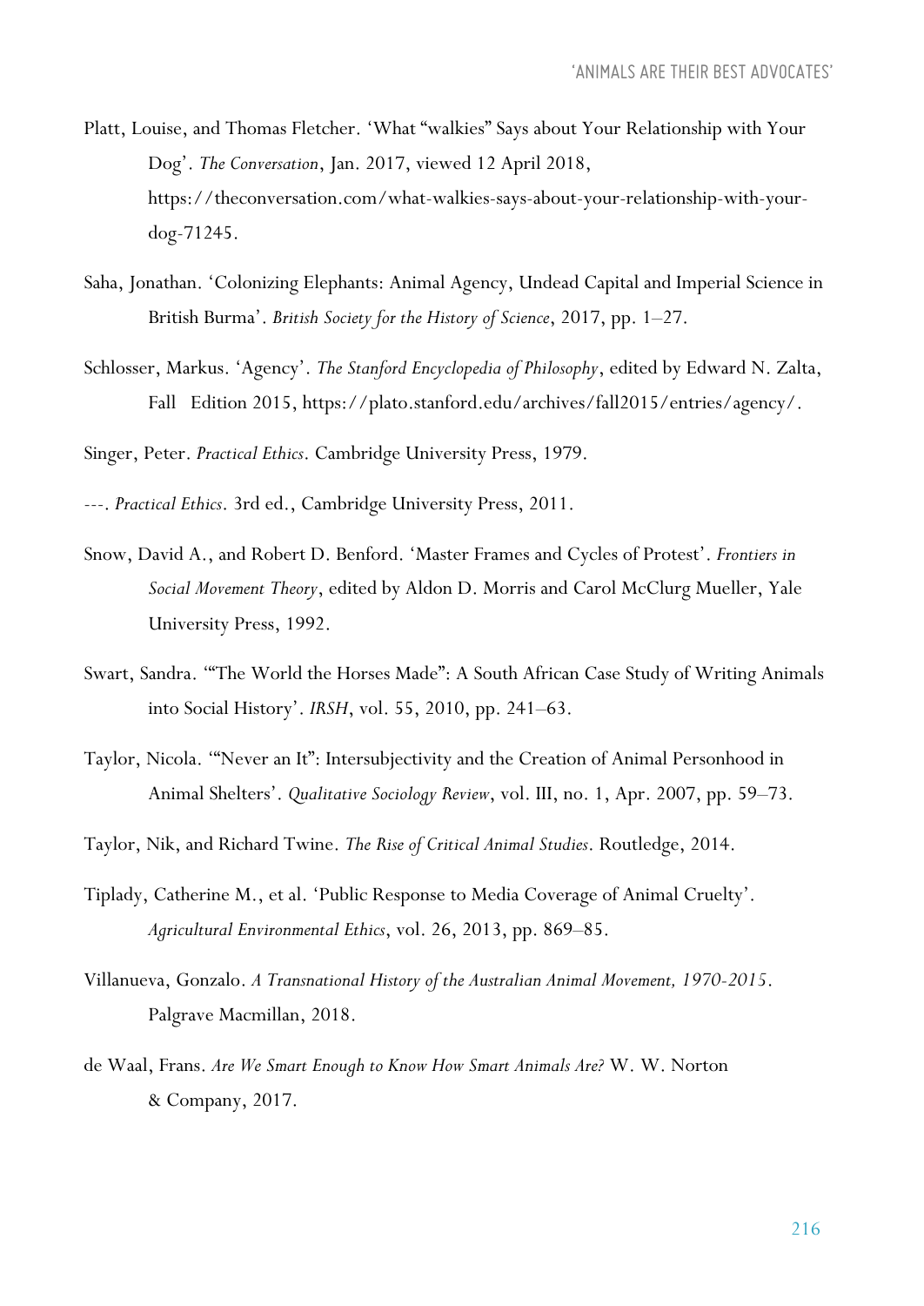Platt, Louise, and Thomas Fletcher. 'What "walkies" Says about Your Relationship with Your Dog'. *The Conversation*, Jan. 2017, viewed 12 April 2018, https://theconversation.com/what-walkies-says-about-your-relationship-with-your-dog-71245.

Saha, Jonathan. 'Colonizing Elephants: Animal Agency, Undead Capital and Imperial Science in British Burma'. *British Society for the History of Science*, 2017, pp. 1–27.

Schlosser, Markus. 'Agency'. *The Stanford Encyclopedia of Philosophy*, edited by Edward N. Zalta, Fall Edition 2015, https://plato.stanford.edu/archives/fall2015/entries/agency/.

Singer, Peter. *Practical Ethics*. Cambridge University Press, 1979.

---. *Practical Ethics*. 3rd ed., Cambridge University Press, 2011.

Snow, David A., and Robert D. Benford. 'Master Frames and Cycles of Protest'. *Frontiers in Social Movement Theory*, edited by Aldon D. Morris and Carol McClurg Mueller, Yale University Press, 1992.

Swart, Sandra. '"The World the Horses Made": A South African Case Study of Writing Animals into Social History'. *IRSH*, vol. 55, 2010, pp. 241–63.

Taylor, Nicola. '"Never an It": Intersubjectivity and the Creation of Animal Personhood in Animal Shelters'. *Qualitative Sociology Review*, vol. III, no. 1, Apr. 2007, pp. 59–73.

Taylor, Nik, and Richard Twine. *The Rise of Critical Animal Studies*. Routledge, 2014.

Tiplady, Catherine M., et al. 'Public Response to Media Coverage of Animal Cruelty'. *Agricultural Environmental Ethics*, vol. 26, 2013, pp. 869–85.

Villanueva, Gonzalo. *A Transnational History of the Australian Animal Movement, 1970-2015*. Palgrave Macmillan, 2018.

de Waal, Frans. *Are We Smart Enough to Know How Smart Animals Are?* W. W. Norton & Company, 2017.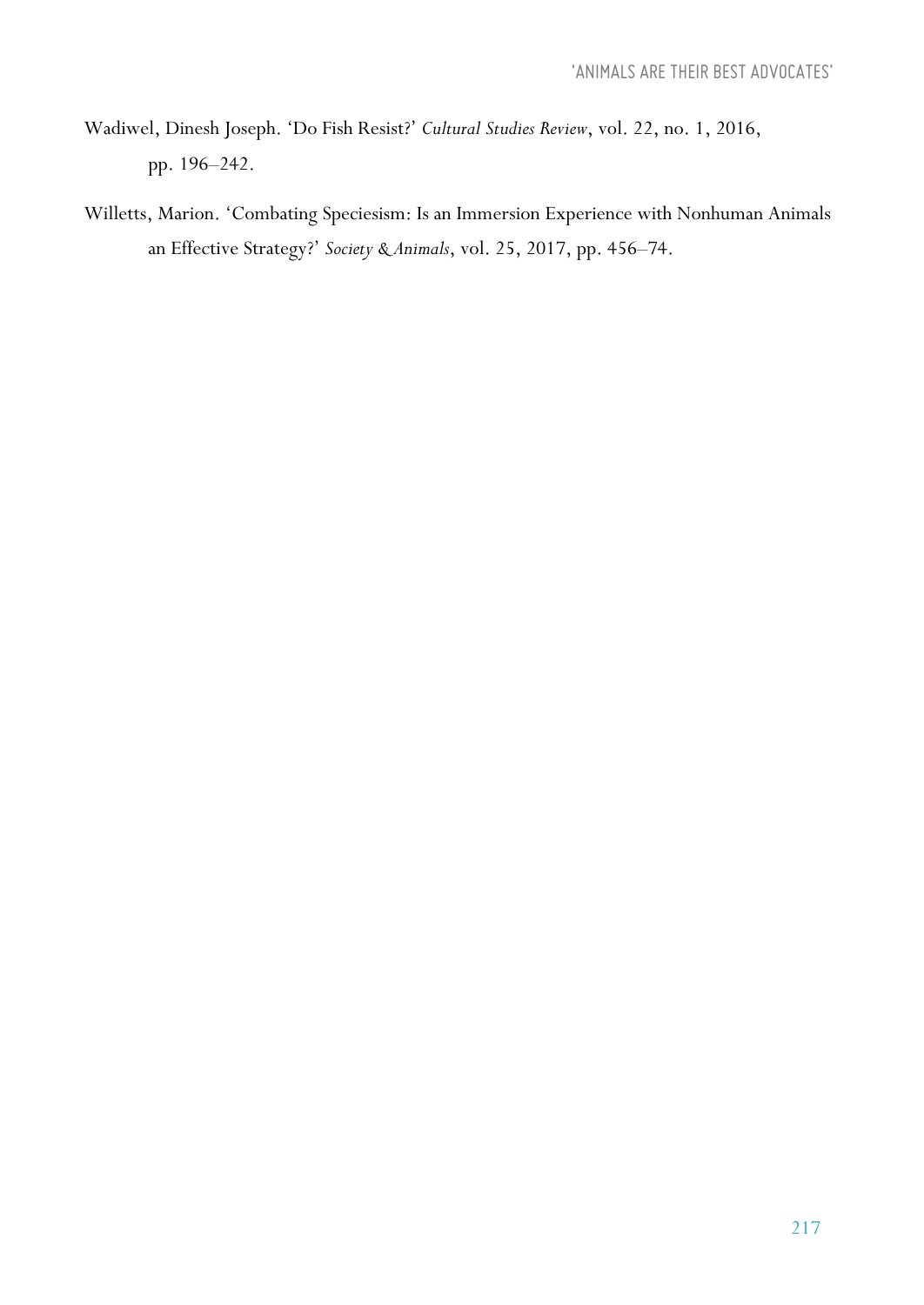Wadiwel, Dinesh Joseph. 'Do Fish Resist?' *Cultural Studies Review*, vol. 22, no. 1, 2016, pp. 196–242.

Willetts, Marion. 'Combating Speciesism: Is an Immersion Experience with Nonhuman Animals an Effective Strategy?' *Society & Animals*, vol. 25, 2017, pp. 456–74.